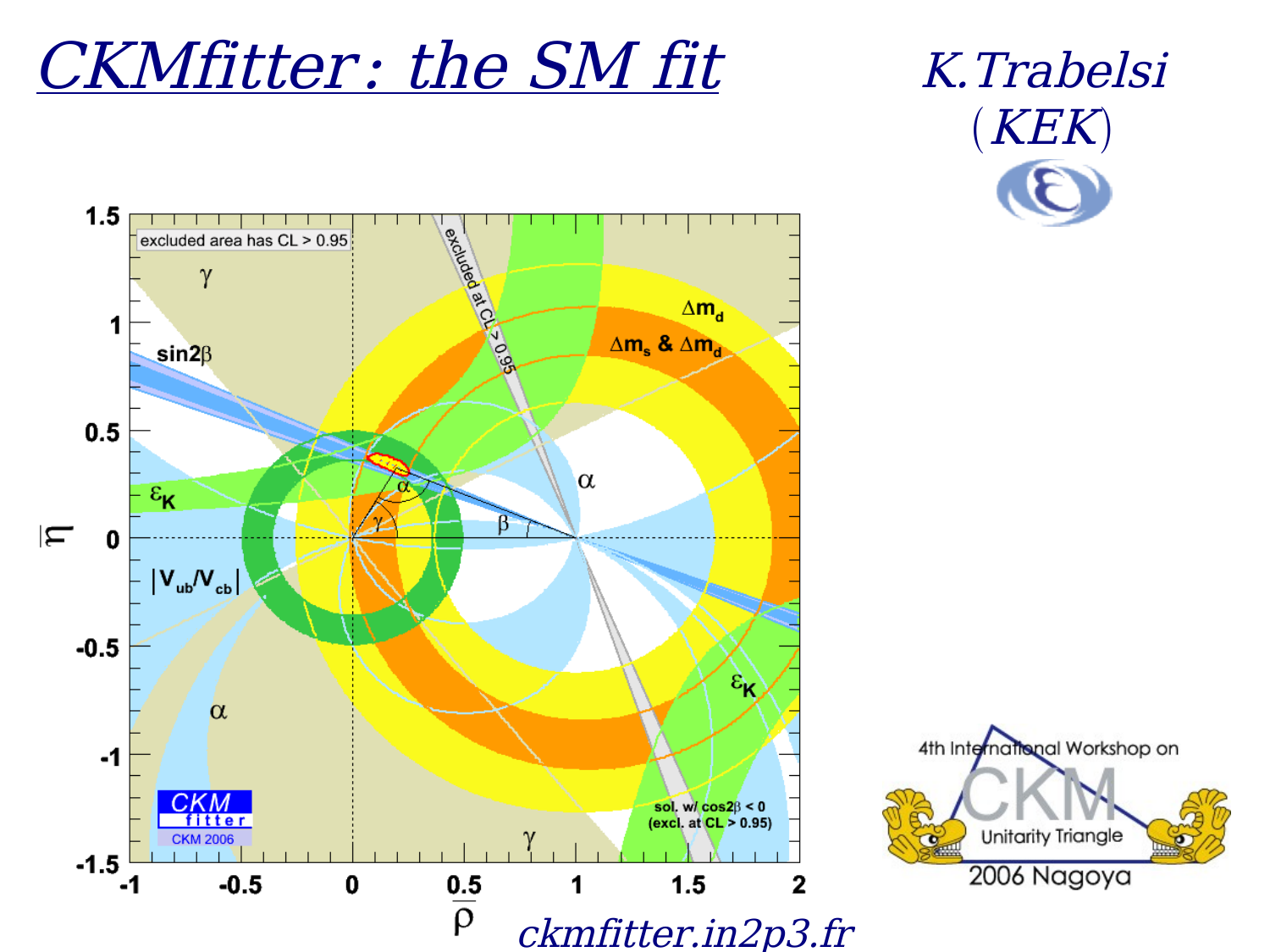# CKMfitter: the SM fit

K.Trabelsi (KEK)

ckmfitter.in2p3.fr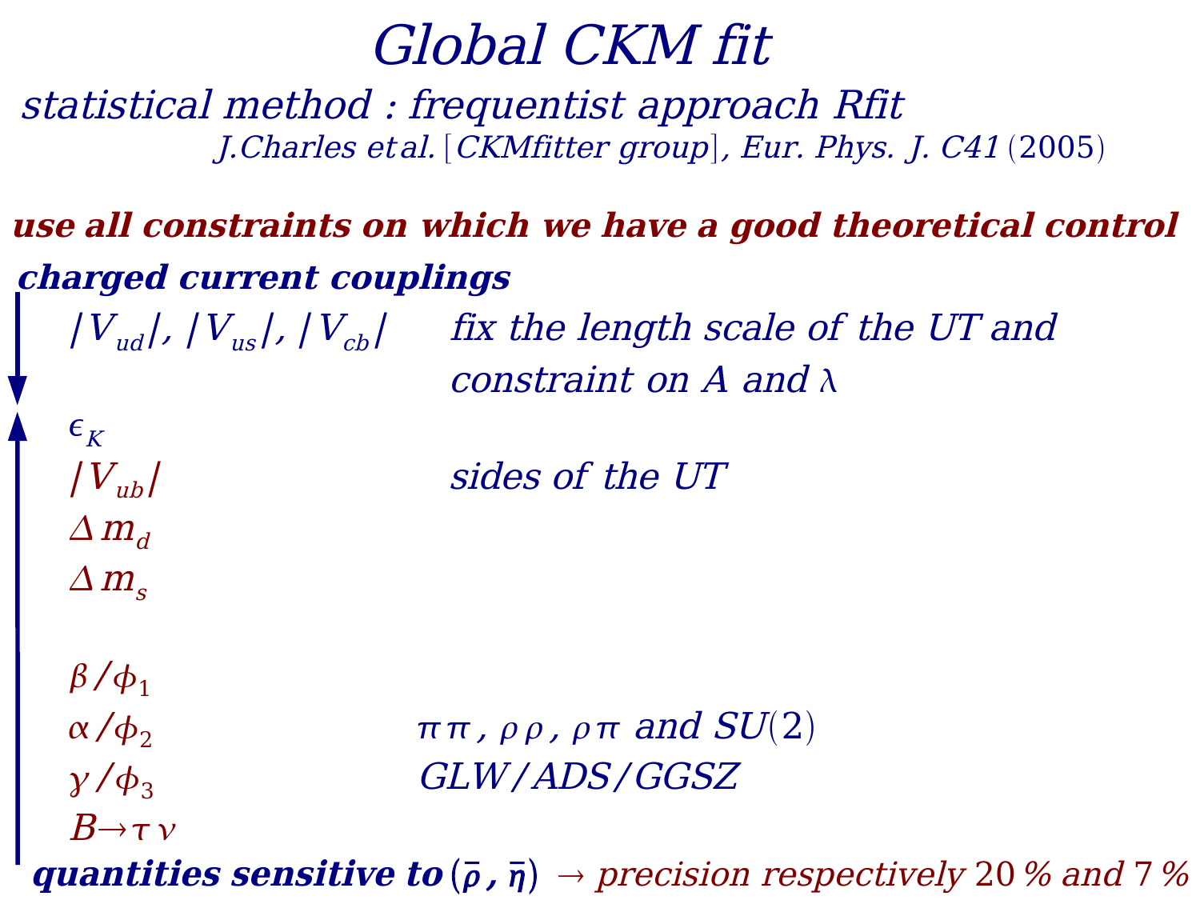# Global CKM fit

*statistical method : frequentist approach Rfit*

*J.Charles et al. [CKMfitter group], Eur. Phys. J. C41 (2005)*

**use all constraints on which we have a good theoretical control**

**charged current couplings**

$|V_{ud}|$, $|V_{us}|$, $|V_{cb}|$ — fix the length scale of the UT and constraint on $A$ and $\lambda$

$\epsilon_K$

$|V_{ub}|$ — sides of the UT

$\Delta m_d$

$\Delta m_s$

$\beta/\phi_1$

$\alpha/\phi_2$ — $\pi\pi$, $\rho\rho$, $\rho\pi$ and $SU(2)$

$\gamma/\phi_3$ — GLW/ADS/GGSZ

$B \to \tau\nu$

**quantities sensitive to $(\bar{\rho}, \bar{\eta})$** $\to$ *precision respectively 20 % and 7 %*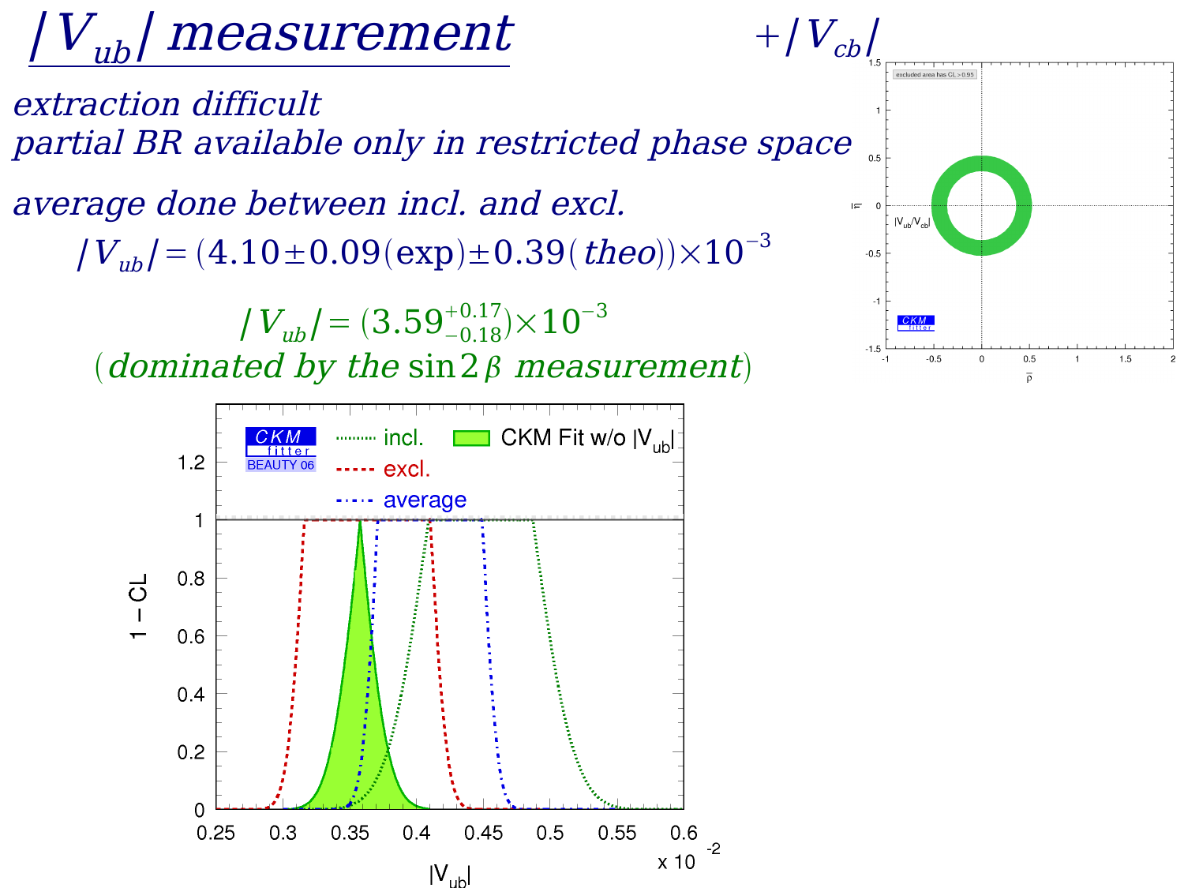# $|V_{ub}|$ measurement

$+|V_{cb}|$

*extraction difficult*
*partial BR available only in restricted phase space*

*average done between incl. and excl.*

$$|V_{ub}| = (4.10 \pm 0.09(\text{exp}) \pm 0.39(\textit{theo})) \times 10^{-3}$$

$$|V_{ub}| = (3.59^{+0.17}_{-0.18}) \times 10^{-3}$$

*(dominated by the* $\sin 2\beta$ *measurement)*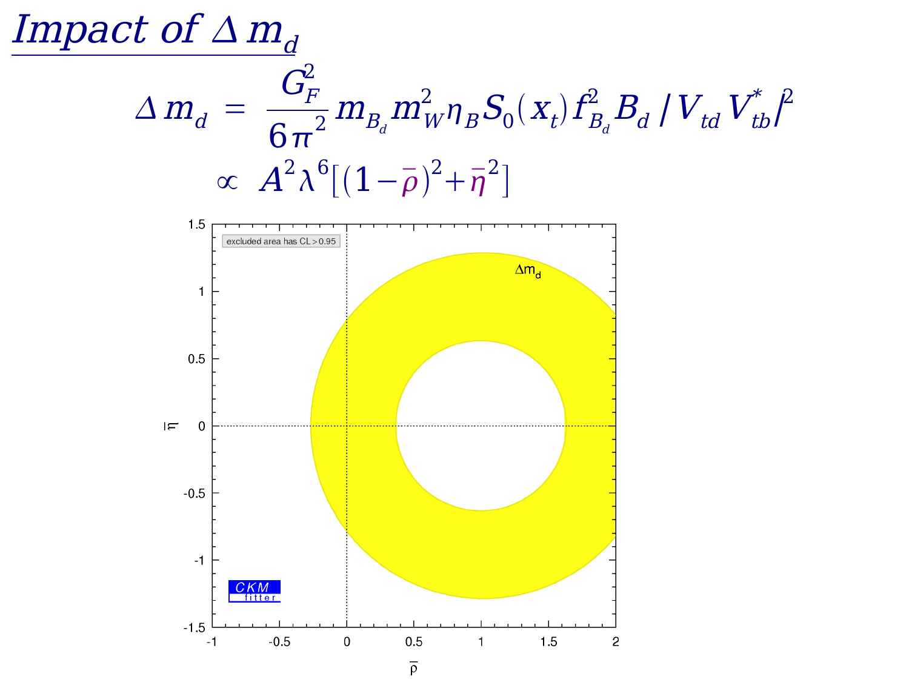# Impact of $\Delta m_d$

$$\Delta m_d = \frac{G_F^2}{6\pi^2} m_{B_d} m_W^2 \eta_B S_0(x_t) f_{B_d}^2 B_d |V_{td} V_{tb}^*|^2$$

$$\propto A^2 \lambda^6 [(1-\bar{\rho})^2 + \bar{\eta}^2]$$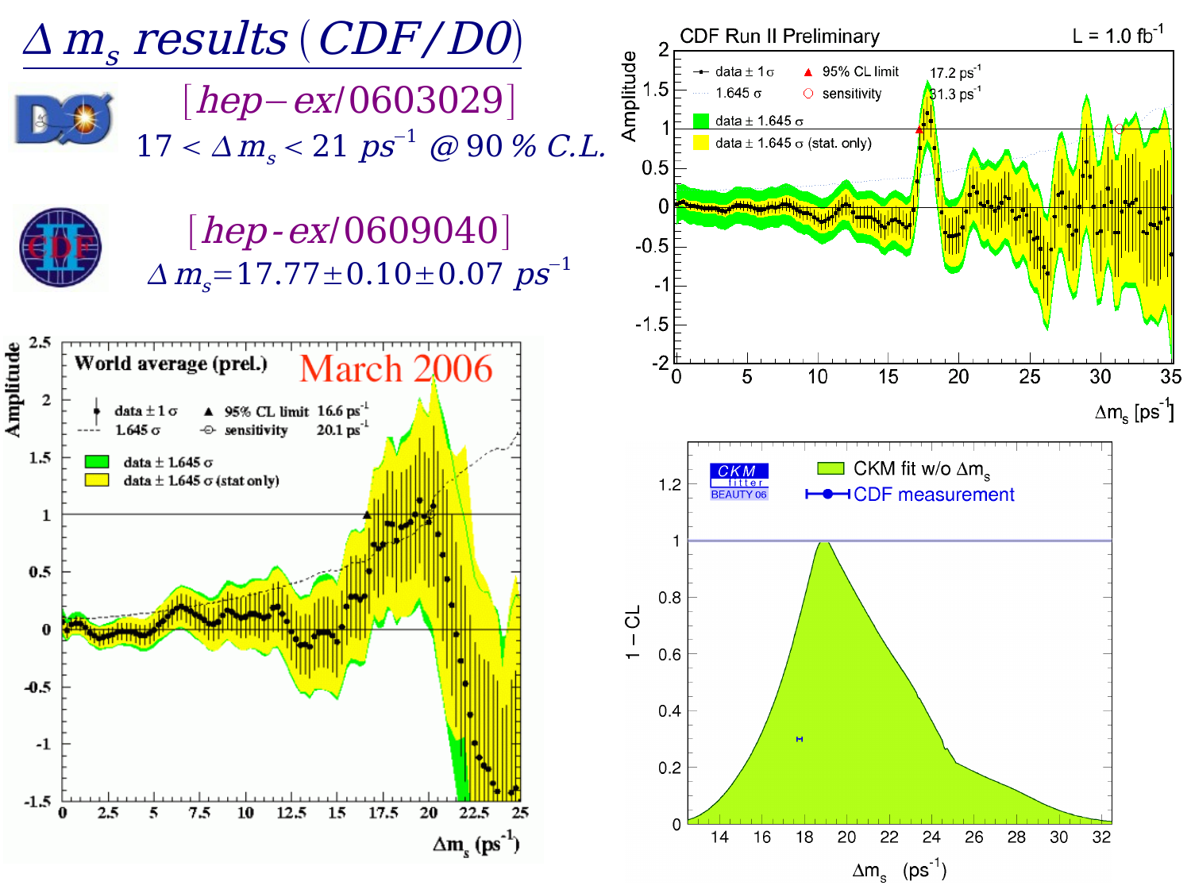# $\Delta m_s$ results (CDF/D0)

[hep−ex/0603029]

$17 < \Delta m_s < 21\ ps^{-1}$ @ 90 % C.L.

[hep-ex/0609040]

$\Delta m_s = 17.77 \pm 0.10 \pm 0.07\ ps^{-1}$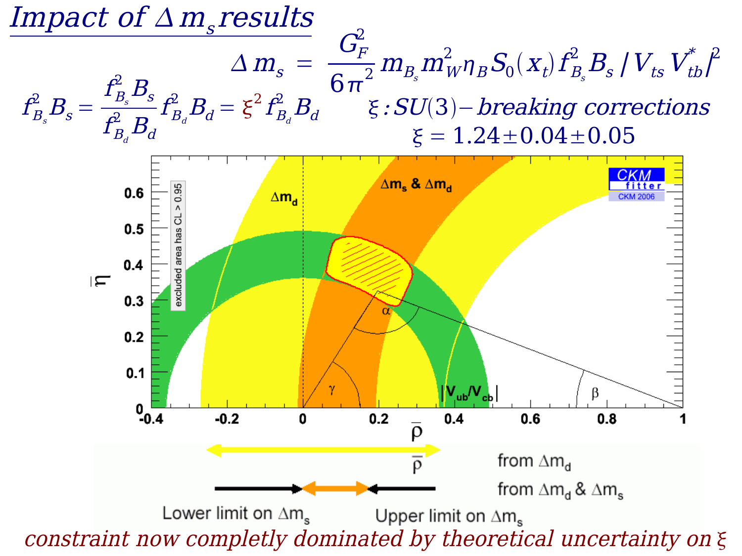# Impact of $\Delta m_s$ results

$$\Delta m_s = \frac{G_F^2}{6\pi^2} m_{B_s} m_W^2 \eta_B S_0(x_t) f_{B_s}^2 B_s |V_{ts} V_{tb}^*|^2$$

$$f_{B_s}^2 B_s = \frac{f_{B_s}^2 B_s}{f_{B_d}^2 B_d} f_{B_d}^2 B_d = \xi^2 f_{B_d}^2 B_d$$

$\xi : SU(3)-$*breaking corrections*

$$\xi = 1.24 \pm 0.04 \pm 0.05$$

from $\Delta m_d$

from $\Delta m_d$ & $\Delta m_s$

Lower limit on $\Delta m_s$ — Upper limit on $\Delta m_s$

*constraint now completly dominated by theoretical uncertainty on $\xi$*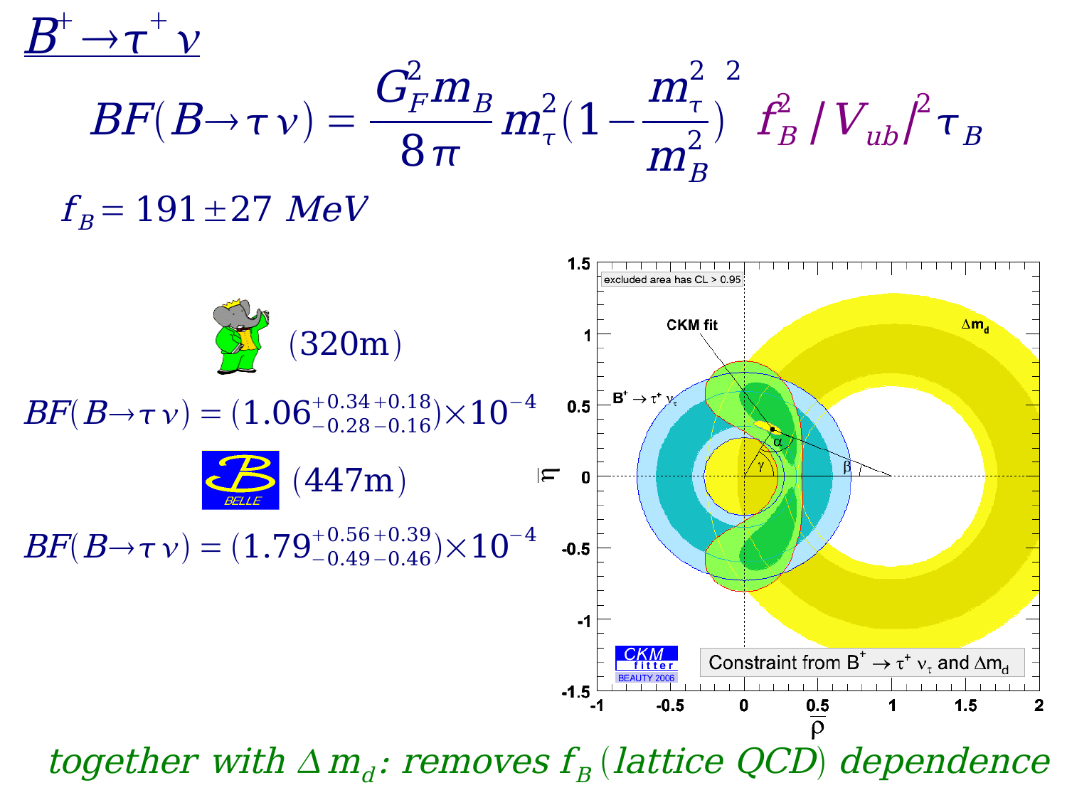# $B^+ \to \tau^+ \nu$

$$BF(B\to\tau\nu) = \frac{G_F^2 m_B}{8\pi} m_\tau^2 \left(1-\frac{m_\tau^2}{m_B^2}\right)^2 f_B^2 |V_{ub}|^2 \tau_B$$

$f_B = 191 \pm 27\ MeV$

BaBar (320m)

$$BF(B\to\tau\nu) = (1.06^{+0.34+0.18}_{-0.28-0.16})\times 10^{-4}$$

BELLE (447m)

$$BF(B\to\tau\nu) = (1.79^{+0.56+0.39}_{-0.49-0.46})\times 10^{-4}$$

*together with $\Delta m_d$: removes $f_B$ (lattice QCD) dependence*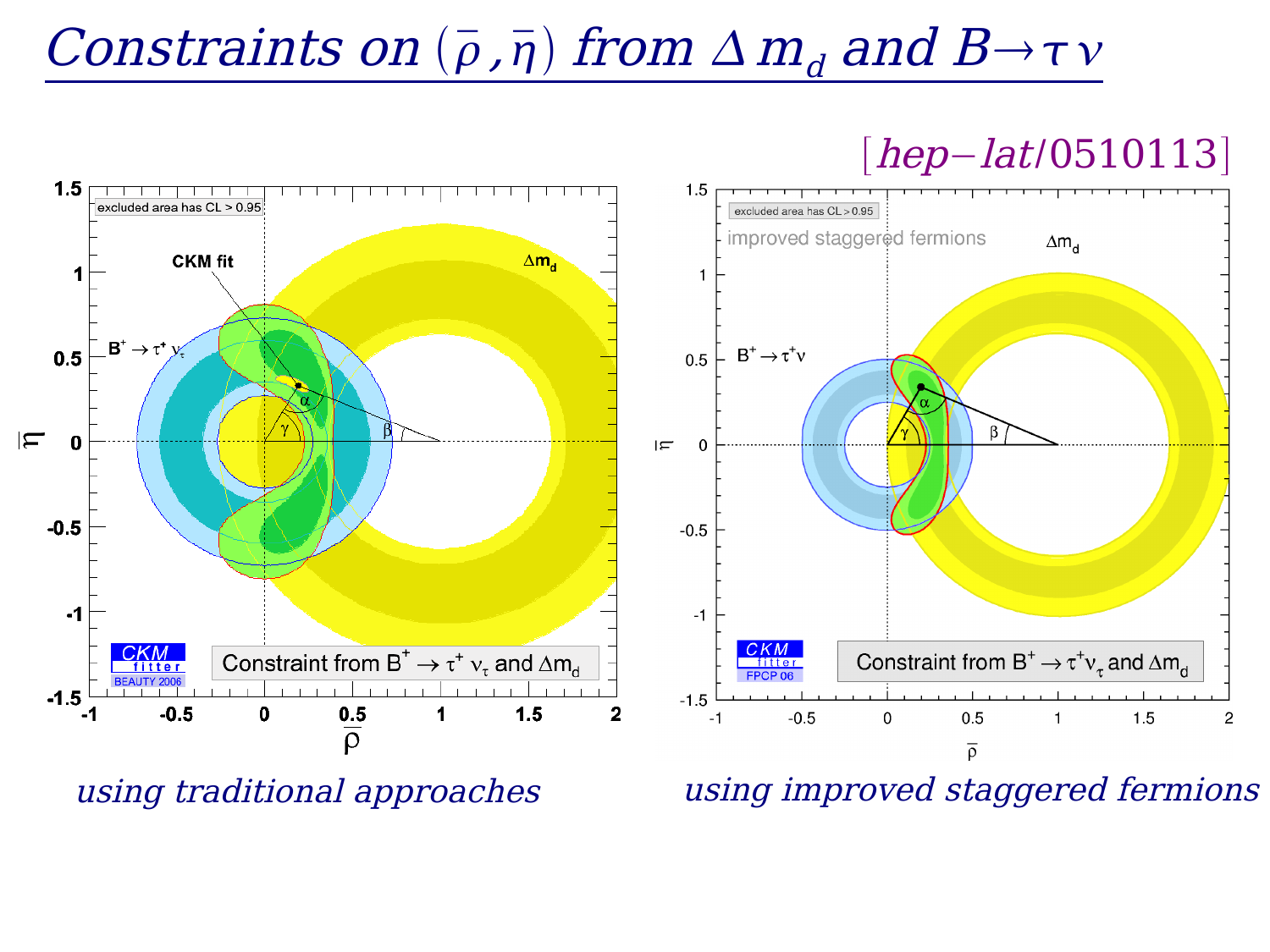# Constraints on $(\bar{\rho}, \bar{\eta})$ from $\Delta m_d$ and $B \rightarrow \tau \nu$

[hep-lat/0510113]

*using traditional approaches*

*using improved staggered fermions*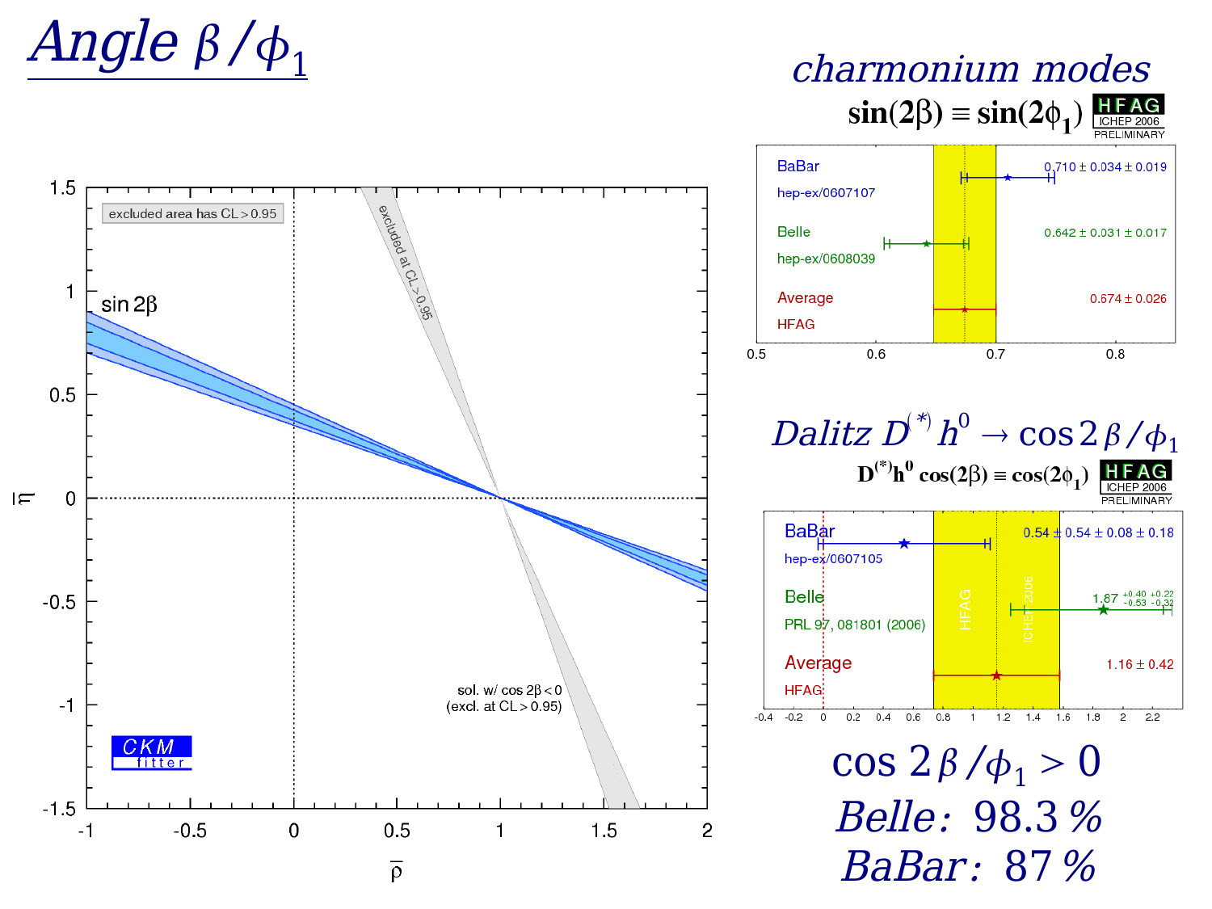# Angle $\beta/\phi_1$

## *charmonium modes*

$\sin(2\beta) \equiv \sin(2\phi_1)$ — HFAG ICHEP 2006 PRELIMINARY

| Experiment | Reference | Value |
|---|---|---|
| BaBar | hep-ex/0607107 | $0.710 \pm 0.034 \pm 0.019$ |
| Belle | hep-ex/0608039 | $0.642 \pm 0.031 \pm 0.017$ |
| Average | HFAG | $0.674 \pm 0.026$ |

## *Dalitz* $D^{(*)} h^0 \rightarrow \cos 2\beta/\phi_1$

$D^{(*)}h^0 \cos(2\beta) \equiv \cos(2\phi_1)$ — HFAG ICHEP 2006 PRELIMINARY

| Experiment | Reference | Value |
|---|---|---|
| BaBar | hep-ex/0607105 | $0.54 \pm 0.54 \pm 0.08 \pm 0.18$ |
| Belle | PRL 97, 081801 (2006) | $1.87\,^{+0.40}_{-0.53}\,^{+0.22}_{-0.32}$ |
| Average | HFAG | $1.16 \pm 0.42$ |

$\cos 2\beta/\phi_1 > 0$

*Belle:* 98.3 %

*BaBar:* 87 %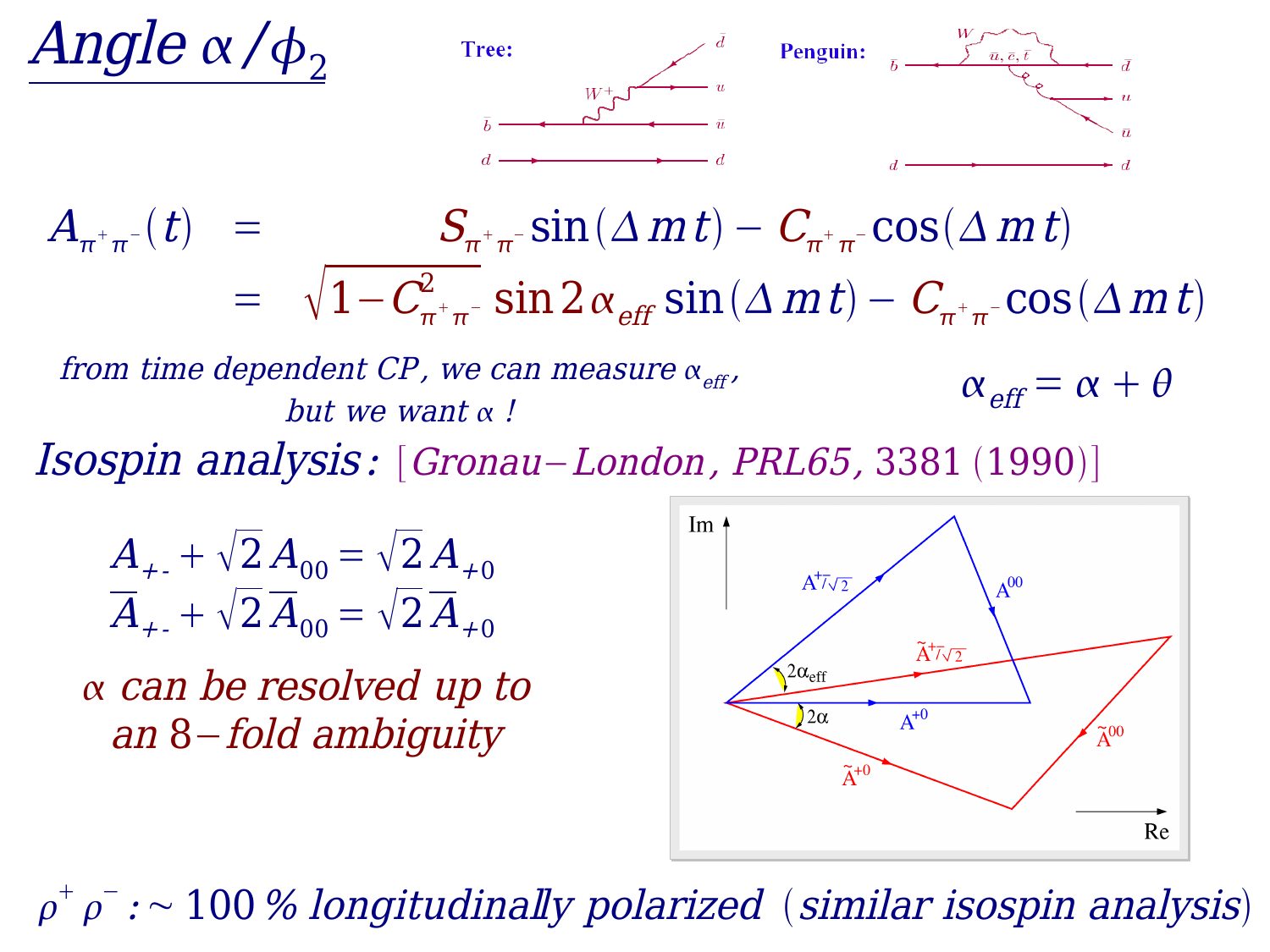# Angle $\alpha / \phi_2$

Tree:

Penguin:

$$A_{\pi^+\pi^-}(t) = S_{\pi^+\pi^-}\sin(\Delta m t) - C_{\pi^+\pi^-}\cos(\Delta m t)$$

$$= \sqrt{1 - C^2_{\pi^+\pi^-}}\,\sin 2\alpha_{eff}\sin(\Delta m t) - C_{\pi^+\pi^-}\cos(\Delta m t)$$

*from time dependent CP, we can measure $\alpha_{eff}$, but we want $\alpha$ !*

$$\alpha_{eff} = \alpha + \theta$$

*Isospin analysis:* [*Gronau–London, PRL65*, 3381 (1990)]

$$A_{+-} + \sqrt{2}\,A_{00} = \sqrt{2}\,A_{+0}$$
$$\overline{A}_{+-} + \sqrt{2}\,\overline{A}_{00} = \sqrt{2}\,\overline{A}_{+0}$$

*$\alpha$ can be resolved up to an 8–fold ambiguity*

$\rho^+\rho^-$ : ~ 100 % *longitudinally polarized* (*similar isospin analysis*)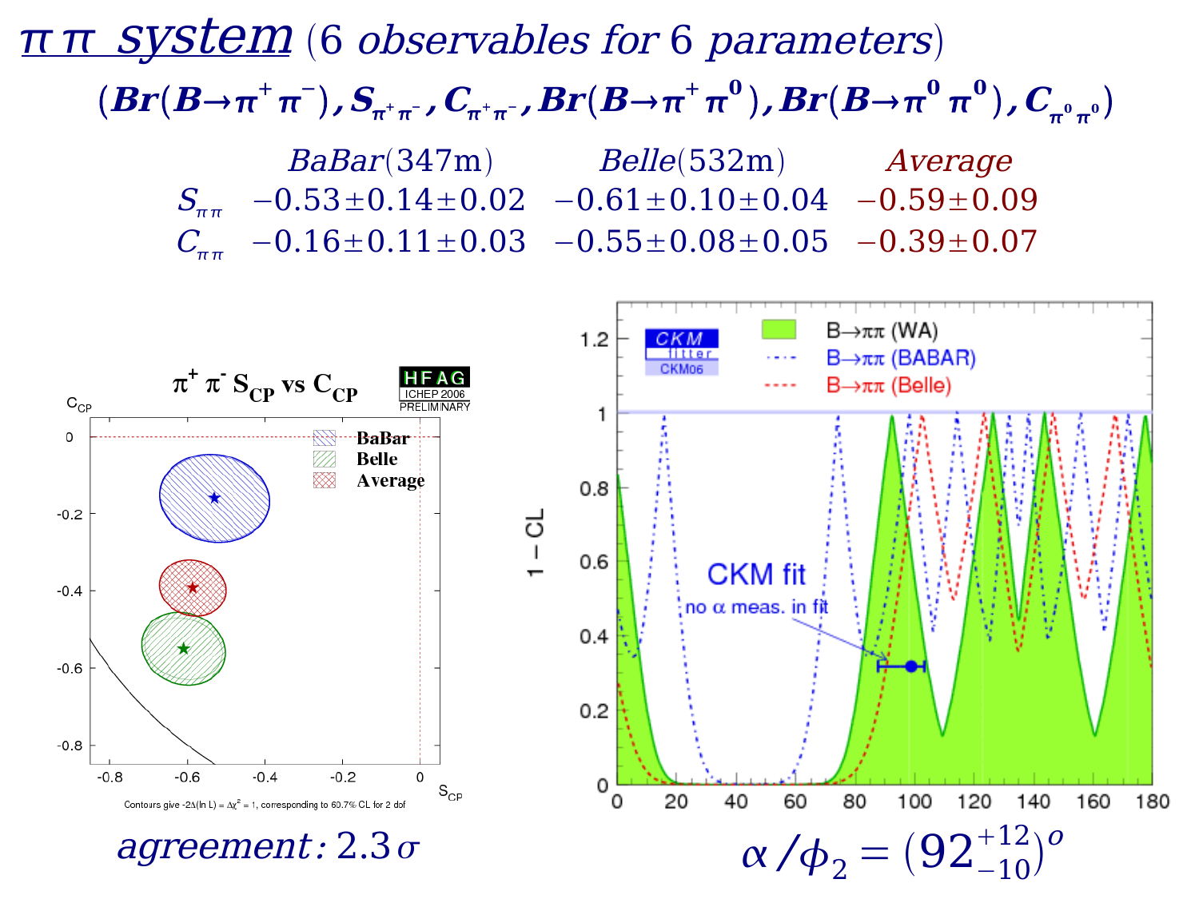# $\pi\pi$ system (6 observables for 6 parameters)

$$(Br(B\to\pi^+\pi^-), S_{\pi^+\pi^-}, C_{\pi^+\pi^-}, Br(B\to\pi^+\pi^0), Br(B\to\pi^0\pi^0), C_{\pi^0\pi^0})$$

| | BaBar(347m) | Belle(532m) | Average |
|---|---|---|---|
| $S_{\pi\pi}$ | $-0.53\pm0.14\pm0.02$ | $-0.61\pm0.10\pm0.04$ | $-0.59\pm0.09$ |
| $C_{\pi\pi}$ | $-0.16\pm0.11\pm0.03$ | $-0.55\pm0.08\pm0.05$ | $-0.39\pm0.07$ |

agreement: $2.3\,\sigma$

$\alpha/\phi_2 = (92^{+12}_{-10})^o$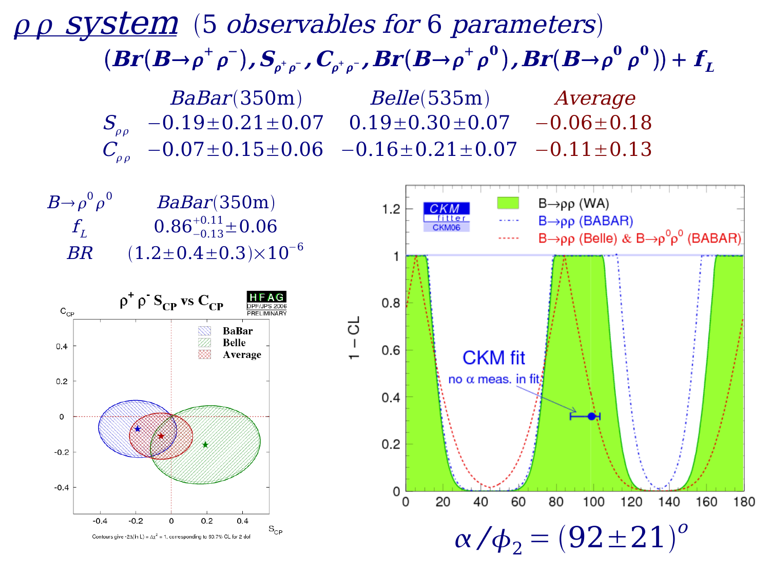# $\rho\rho$ system (5 observables for 6 parameters)

$$(Br(B\to\rho^+\rho^-), S_{\rho^+\rho^-}, C_{\rho^+\rho^-}, Br(B\to\rho^+\rho^0), Br(B\to\rho^0\rho^0)) + f_L$$

| | BaBar(350m) | Belle(535m) | Average |
|---|---|---|---|
| $S_{\rho\rho}$ | $-0.19\pm0.21\pm0.07$ | $0.19\pm0.30\pm0.07$ | $-0.06\pm0.18$ |
| $C_{\rho\rho}$ | $-0.07\pm0.15\pm0.06$ | $-0.16\pm0.21\pm0.07$ | $-0.11\pm0.13$ |

| $B\to\rho^0\rho^0$ | BaBar(350m) |
|---|---|
| $f_L$ | $0.86^{+0.11}_{-0.13}\pm0.06$ |
| $BR$ | $(1.2\pm0.4\pm0.3)\times10^{-6}$ |

$$\alpha/\phi_2 = (92\pm21)^o$$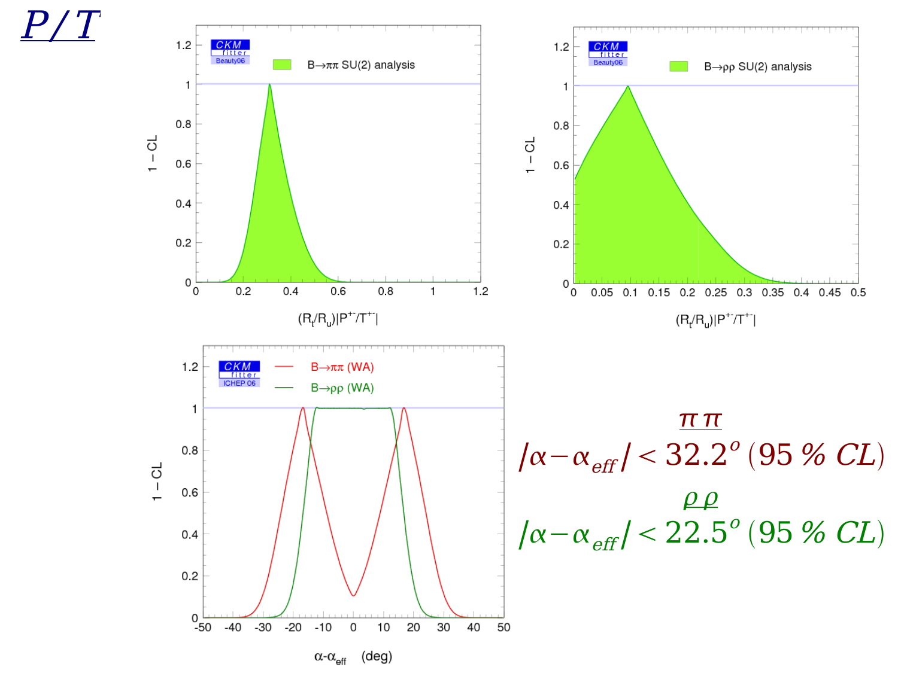# $P/T$

$\pi\pi$

$|\alpha - \alpha_{eff}| < 32.2^o$ (95 % CL)

$\rho\rho$

$|\alpha - \alpha_{eff}| < 22.5^o$ (95 % CL)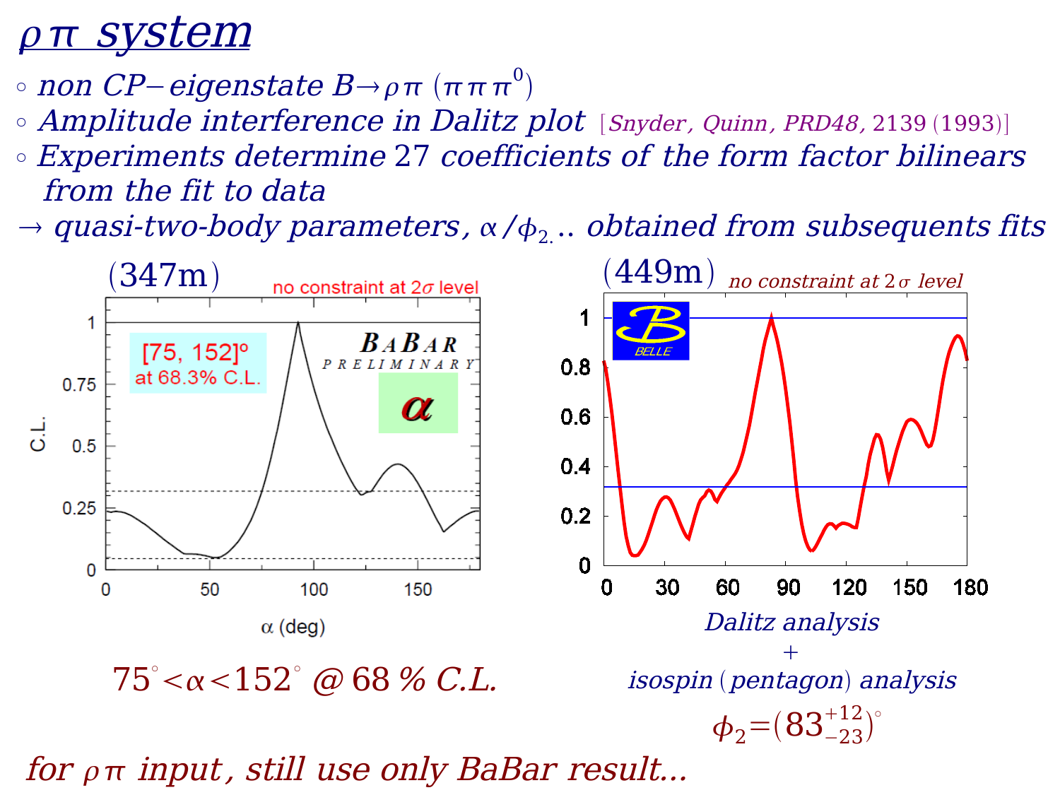# *ρπ system*

- *non CP−eigenstate* $B \to \rho\pi$ $(\pi\pi\pi^0)$
- *Amplitude interference in Dalitz plot* [*Snyder, Quinn, PRD48*, 2139 (1993)]
- *Experiments determine* 27 *coefficients of the form factor bilinears from the fit to data*

→ *quasi-two-body parameters,* $\alpha/\phi_2$.. *obtained from subsequents fits*

(347m) no constraint at $2\sigma$ level

[75, 152]° at 68.3% C.L.

BABAR PRELIMINARY

$75^\circ < \alpha < 152^\circ$ *@* 68 % *C.L.*

(449m) *no constraint at* $2\sigma$ *level*

*Dalitz analysis*
+
*isospin (pentagon) analysis*

$\phi_2 = (83^{+12}_{-23})^\circ$

*for* $\rho\pi$ *input, still use only BaBar result...*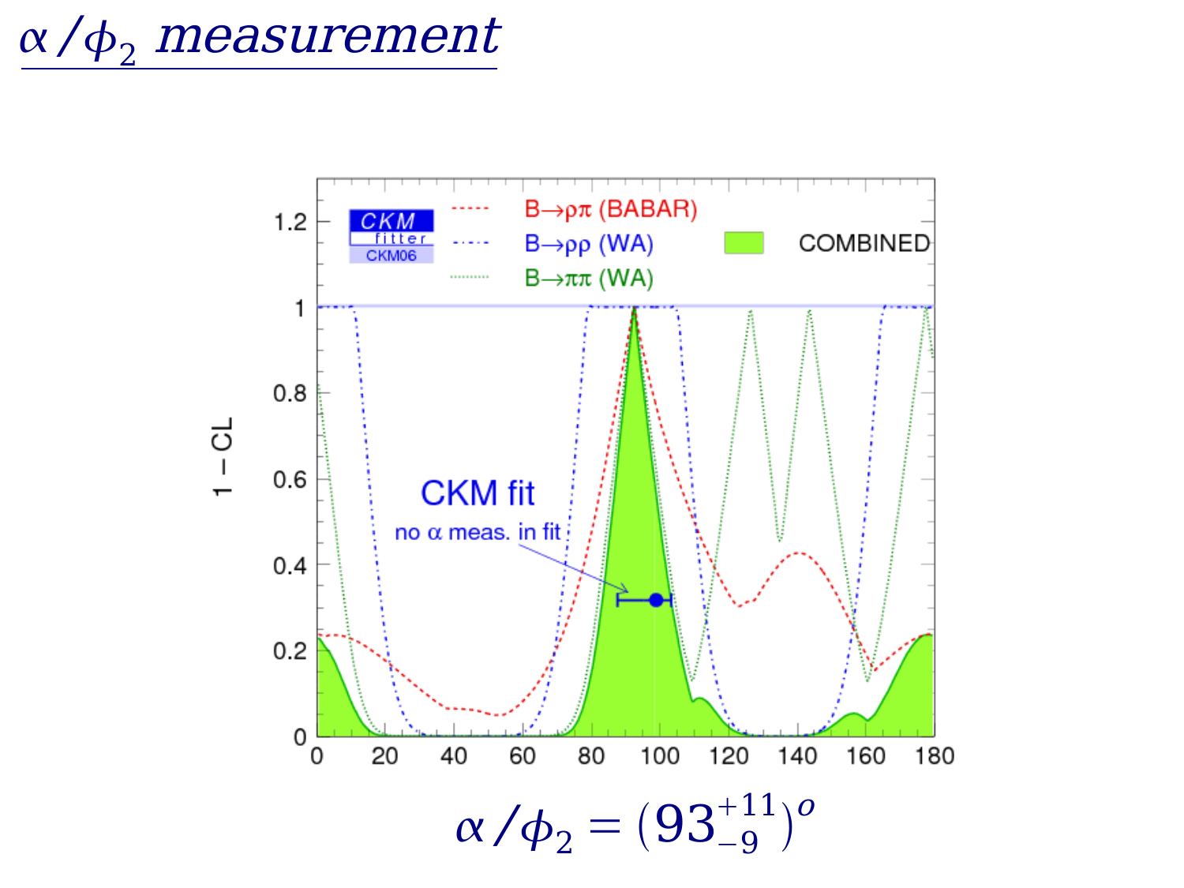# $\alpha/\phi_2$ *measurement*

CKM fitter CKM06

- $B \to \rho\pi$ (BABAR)
- $B \to \rho\rho$ (WA)
- $B \to \pi\pi$ (WA)
- COMBINED

CKM fit

no $\alpha$ meas. in fit

$1 - CL$

$$\alpha/\phi_2 = (93^{+11}_{-9})^o$$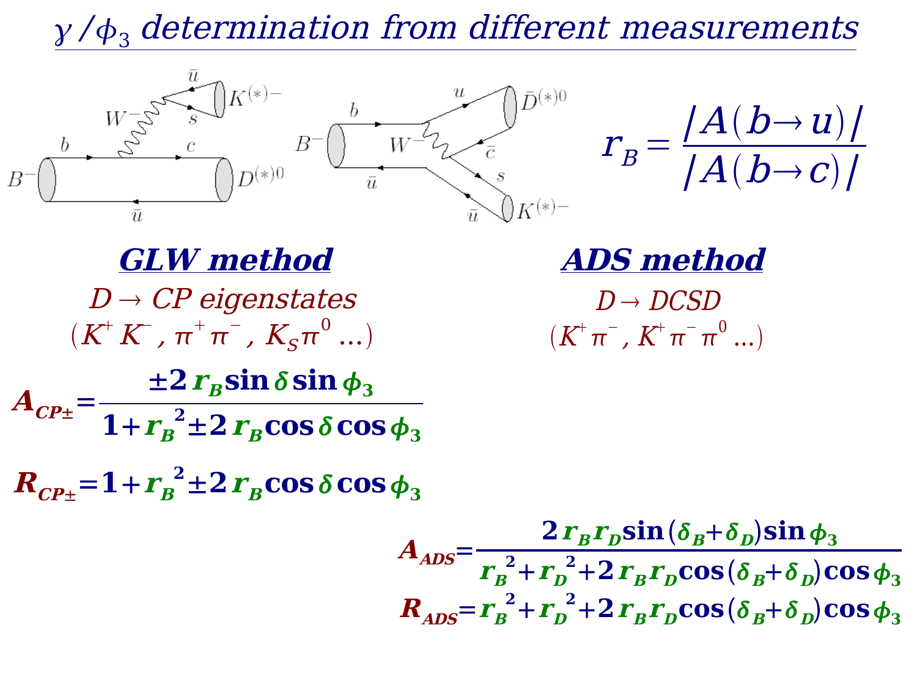# $\gamma/\phi_3$ determination from different measurements

$$r_B = \frac{|A(b \to u)|}{|A(b \to c)|}$$

## GLW method

*$D \to$ CP eigenstates*

$(K^+K^-, \pi^+\pi^-, K_S\pi^0 \ldots)$

$$A_{CP\pm} = \frac{\pm 2 r_B \sin\delta \sin\phi_3}{1 + r_B^2 \pm 2 r_B \cos\delta \cos\phi_3}$$

$$R_{CP\pm} = 1 + r_B^2 \pm 2 r_B \cos\delta \cos\phi_3$$

## ADS method

*$D \to$ DCSD*

$(K^+\pi^-, K^+\pi^-\pi^0 \ldots)$

$$A_{ADS} = \frac{2 r_B r_D \sin(\delta_B + \delta_D) \sin\phi_3}{r_B^2 + r_D^2 + 2 r_B r_D \cos(\delta_B + \delta_D) \cos\phi_3}$$

$$R_{ADS} = r_B^2 + r_D^2 + 2 r_B r_D \cos(\delta_B + \delta_D) \cos\phi_3$$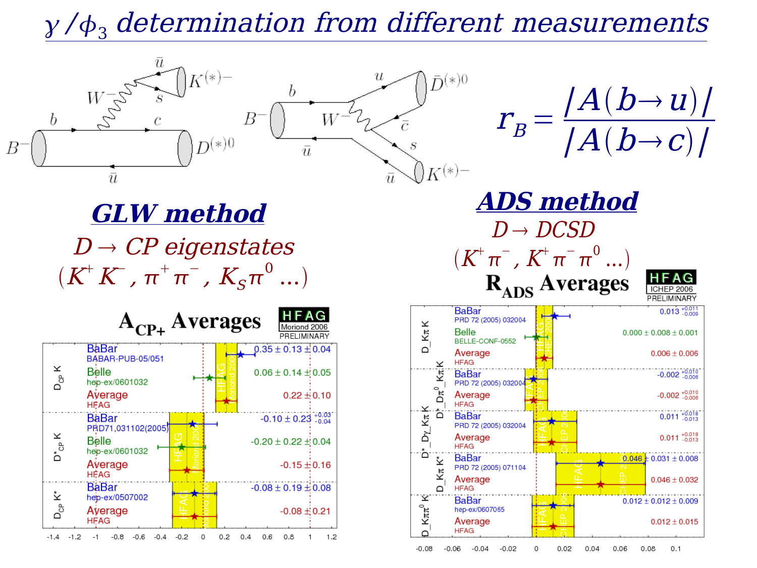# $\gamma/\phi_3$ determination from different measurements

$$r_B = \frac{|A(b \to u)|}{|A(b \to c)|}$$

## GLW method

*$D \to$ CP eigenstates*

$(K^+K^-, \pi^+\pi^-, K_S\pi^0 \ldots)$

**$A_{CP+}$ Averages** (HFAG Moriond 2006 PRELIMINARY)

| Mode | Experiment | Reference | Value |
|---|---|---|---|
| $D_{CP}K$ | BaBar | BABAR-PUB-05/051 | $0.35 \pm 0.13 \pm 0.04$ |
| | Belle | hep-ex/0601032 | $0.06 \pm 0.14 \pm 0.05$ |
| | Average | HFAG | $0.22 \pm 0.10$ |
| $D^*_{CP}K$ | BaBar | PRD71,031102(2005) | $-0.10 \pm 0.23 ^{+0.03}_{-0.04}$ |
| | Belle | hep-ex/0601032 | $-0.20 \pm 0.22 \pm 0.04$ |
| | Average | HFAG | $-0.15 \pm 0.16$ |
| $D_{CP}K^*$ | BaBar | hep-ex/0507002 | $-0.08 \pm 0.19 \pm 0.08$ |
| | Average | HFAG | $-0.08 \pm 0.21$ |

## ADS method

*$D \to$ DCSD*

$(K^+\pi^-, K^+\pi^-\pi^0 \ldots)$

**$R_{ADS}$ Averages** (HFAG ICHEP 2006 PRELIMINARY)

| Mode | Experiment | Reference | Value |
|---|---|---|---|
| D_Kπ K | BaBar | PRD 72 (2005) 032004 | $0.013 ^{+0.011}_{-0.009}$ |
| | Belle | BELLE-CONF-0552 | $0.000 \pm 0.008 \pm 0.001$ |
| | Average | HFAG | $0.006 \pm 0.006$ |
| D*_Dπ⁰_Kπ K | BaBar | PRD 72 (2005) 032004 | $-0.002 ^{+0.010}_{-0.006}$ |
| | Average | HFAG | $-0.002 ^{+0.010}_{-0.006}$ |
| D*_Dγ_Kπ K | BaBar | PRD 72 (2005) 032004 | $0.011 ^{+0.018}_{-0.013}$ |
| | Average | HFAG | $0.011 ^{+0.018}_{-0.013}$ |
| D_Kπ K* | BaBar | PRD 72 (2005) 071104 | $0.046 \pm 0.031 \pm 0.008$ |
| | Average | HFAG | $0.046 \pm 0.032$ |
| D_Kππ⁰ K | BaBar | hep-ex/0607065 | $0.012 \pm 0.012 \pm 0.009$ |
| | Average | HFAG | $0.012 \pm 0.015$ |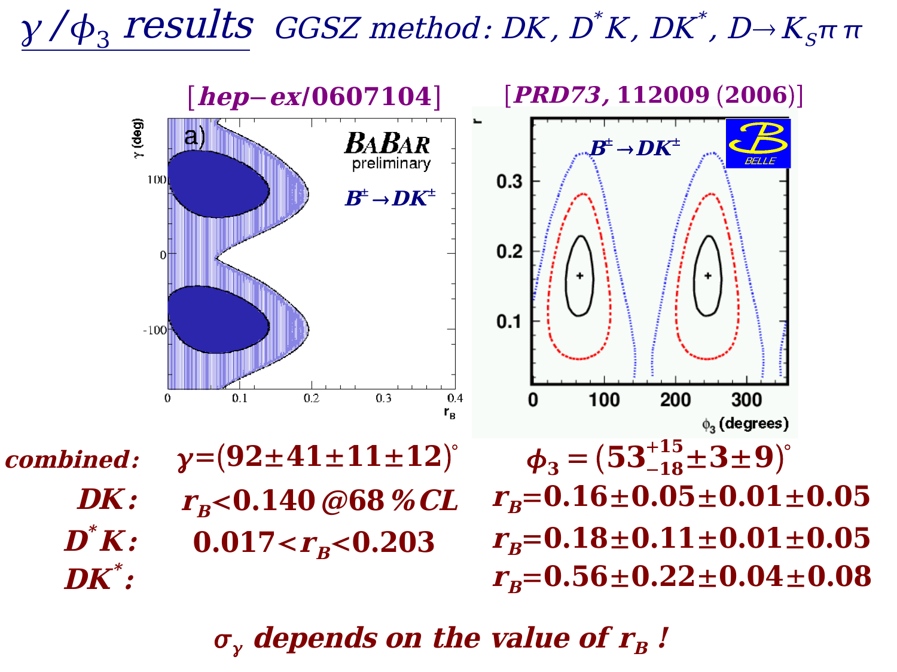# $\gamma/\phi_3$ results  *GGSZ method: $DK$, $D^*K$, $DK^*$, $D \to K_S \pi\pi$*

[*hep-ex/0607104*]  [*PRD73*, 112009 (2006)]

| | BaBar | Belle |
|---|---|---|
| ***combined:*** | $\gamma = (92 \pm 41 \pm 11 \pm 12)^\circ$ | $\phi_3 = (53^{+15}_{-18} \pm 3 \pm 9)^\circ$ |
| ***DK:*** | $r_B < 0.140$ @68%CL | $r_B = 0.16 \pm 0.05 \pm 0.01 \pm 0.05$ |
| ***$D^*K$:*** | $0.017 < r_B < 0.203$ | $r_B = 0.18 \pm 0.11 \pm 0.01 \pm 0.05$ |
| ***$DK^*$:*** | | $r_B = 0.56 \pm 0.22 \pm 0.04 \pm 0.08$ |

***$\sigma_\gamma$ depends on the value of $r_B$ !***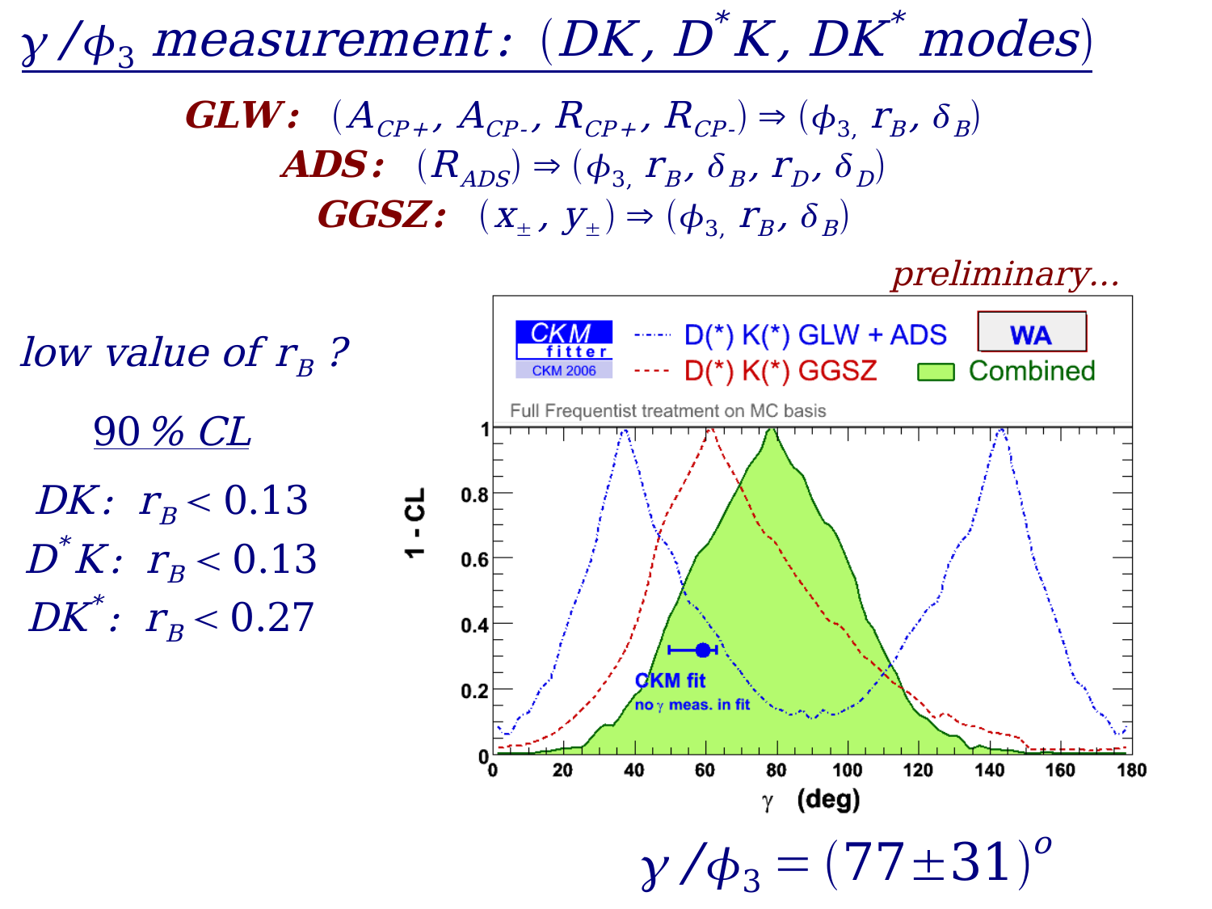# $\gamma/\phi_3$ measurement: ($DK$, $D^*K$, $DK^*$ modes)

**GLW:** $(A_{CP+}, A_{CP-}, R_{CP+}, R_{CP-}) \Rightarrow (\phi_3, r_B, \delta_B)$

**ADS:** $(R_{ADS}) \Rightarrow (\phi_3, r_B, \delta_B, r_D, \delta_D)$

**GGSZ:** $(x_\pm, y_\pm) \Rightarrow (\phi_3, r_B, \delta_B)$

*preliminary...*

*low value of $r_B$ ?*

90 % CL

$DK$: $r_B < 0.13$

$D^*K$: $r_B < 0.13$

$DK^*$: $r_B < 0.27$

$$\gamma/\phi_3 = (77 \pm 31)^o$$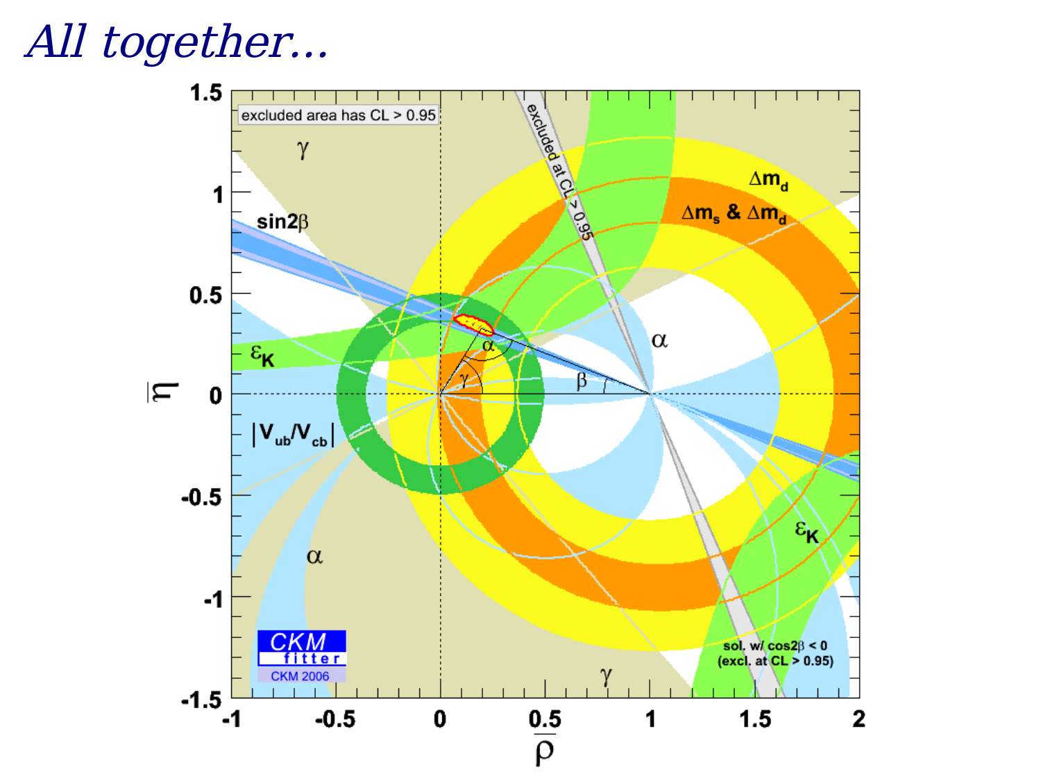# *All together...*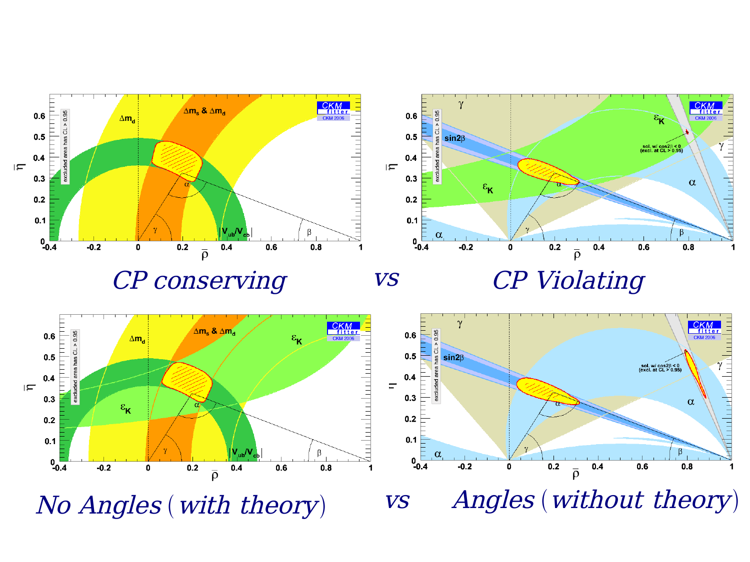*CP conserving* vs *CP Violating*

*No Angles (with theory)* vs *Angles (without theory)*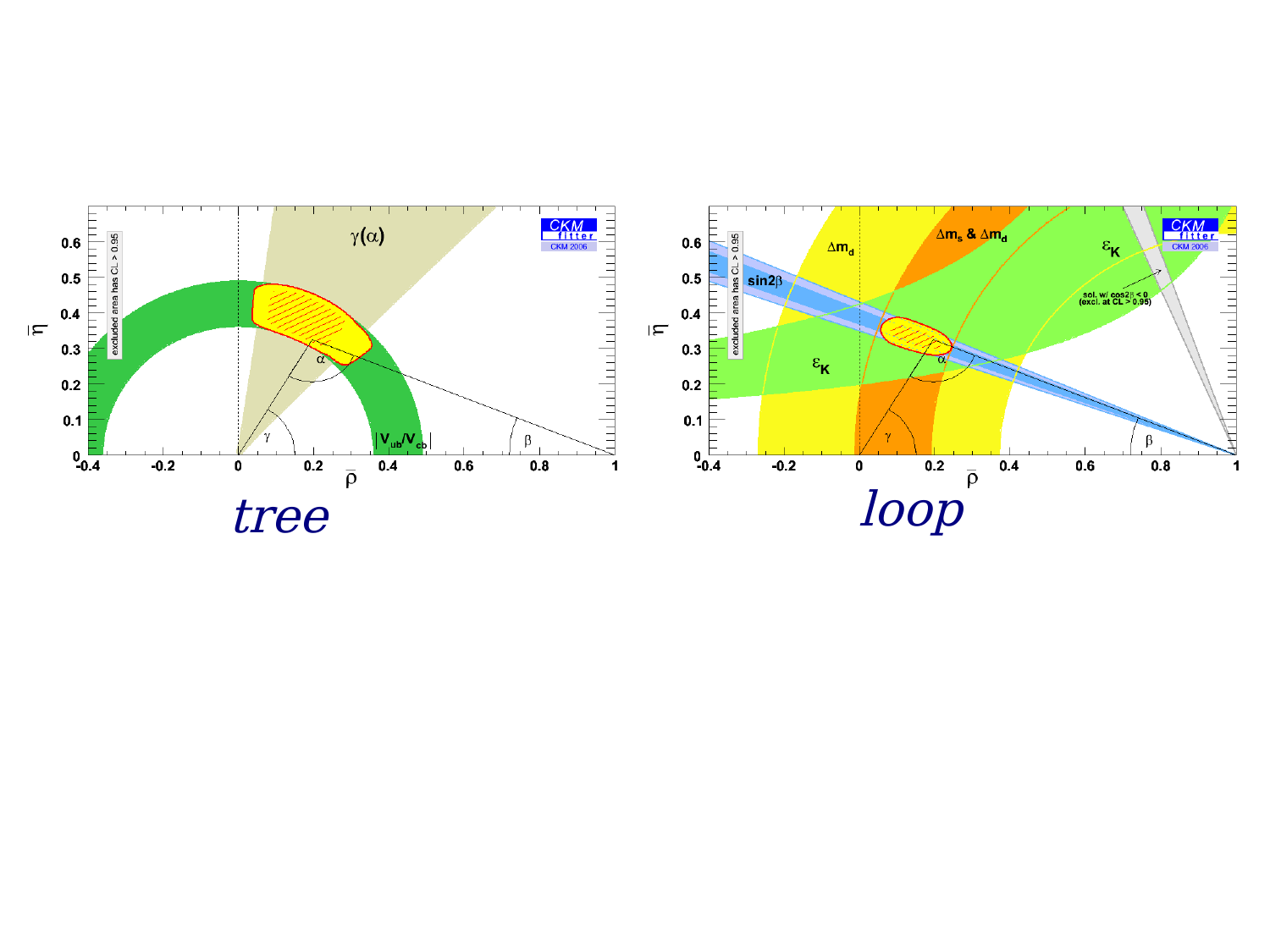*tree*

*loop*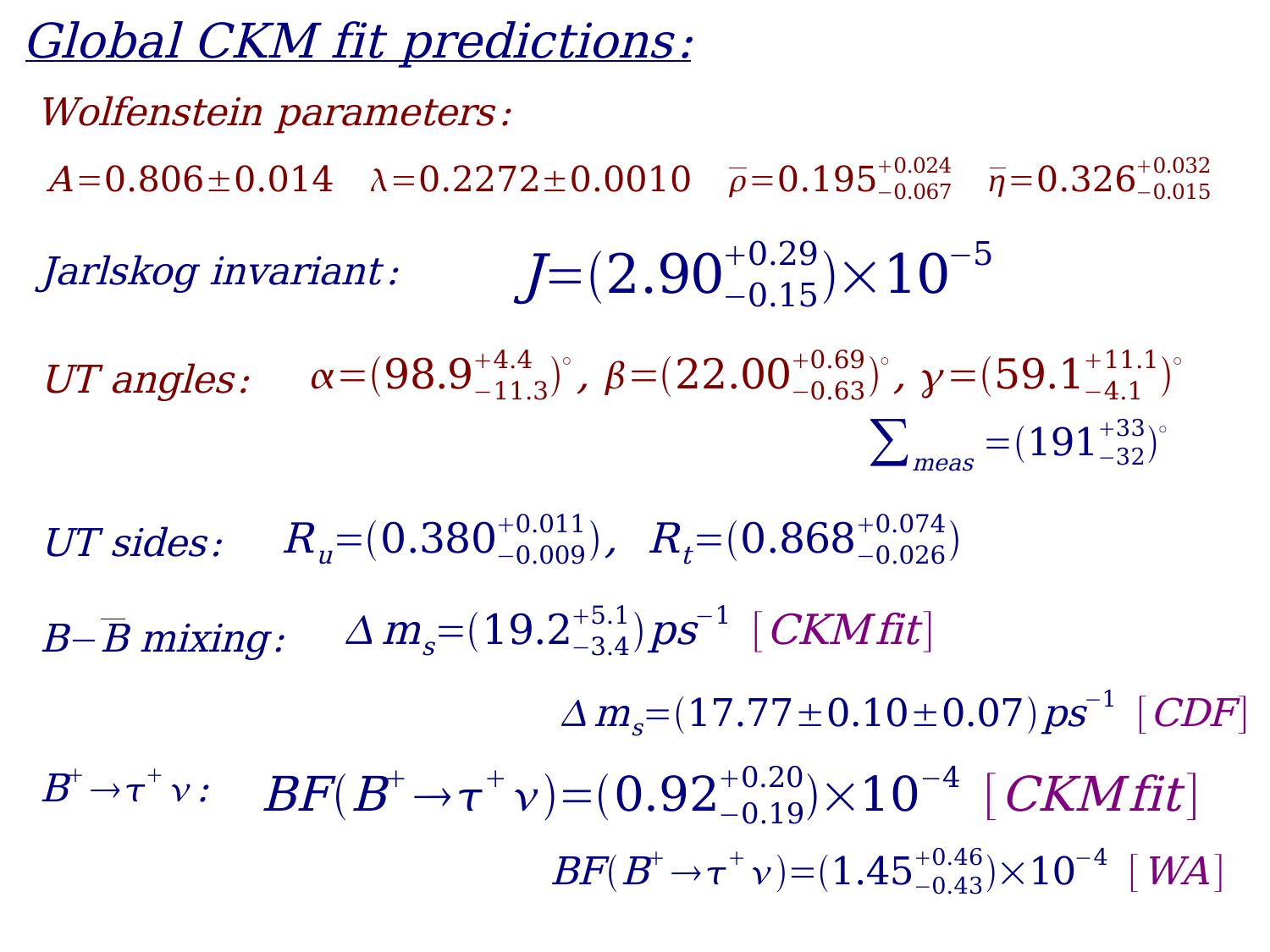# Global CKM fit predictions:

## Wolfenstein parameters:

$A = 0.806 \pm 0.014$ $\lambda = 0.2272 \pm 0.0010$ $\bar{\rho} = 0.195^{+0.024}_{-0.067}$ $\bar{\eta} = 0.326^{+0.032}_{-0.015}$

**Jarlskog invariant:** $J = (2.90^{+0.29}_{-0.15}) \times 10^{-5}$

**UT angles:** $\alpha = (98.9^{+4.4}_{-11.3})^\circ$, $\beta = (22.00^{+0.69}_{-0.63})^\circ$, $\gamma = (59.1^{+11.1}_{-4.1})^\circ$

$\sum_{meas} = (191^{+33}_{-32})^\circ$

**UT sides:** $R_u = (0.380^{+0.011}_{-0.009})$, $R_t = (0.868^{+0.074}_{-0.026})$

**$B-\bar{B}$ mixing:** $\Delta m_s = (19.2^{+5.1}_{-3.4})\, ps^{-1}$ [CKMfit]

$\Delta m_s = (17.77 \pm 0.10 \pm 0.07)\, ps^{-1}$ [CDF]

**$B^+ \to \tau^+ \nu$:** $BF(B^+ \to \tau^+ \nu) = (0.92^{+0.20}_{-0.19}) \times 10^{-4}$ [CKMfit]

$BF(B^+ \to \tau^+ \nu) = (1.45^{+0.46}_{-0.43}) \times 10^{-4}$ [WA]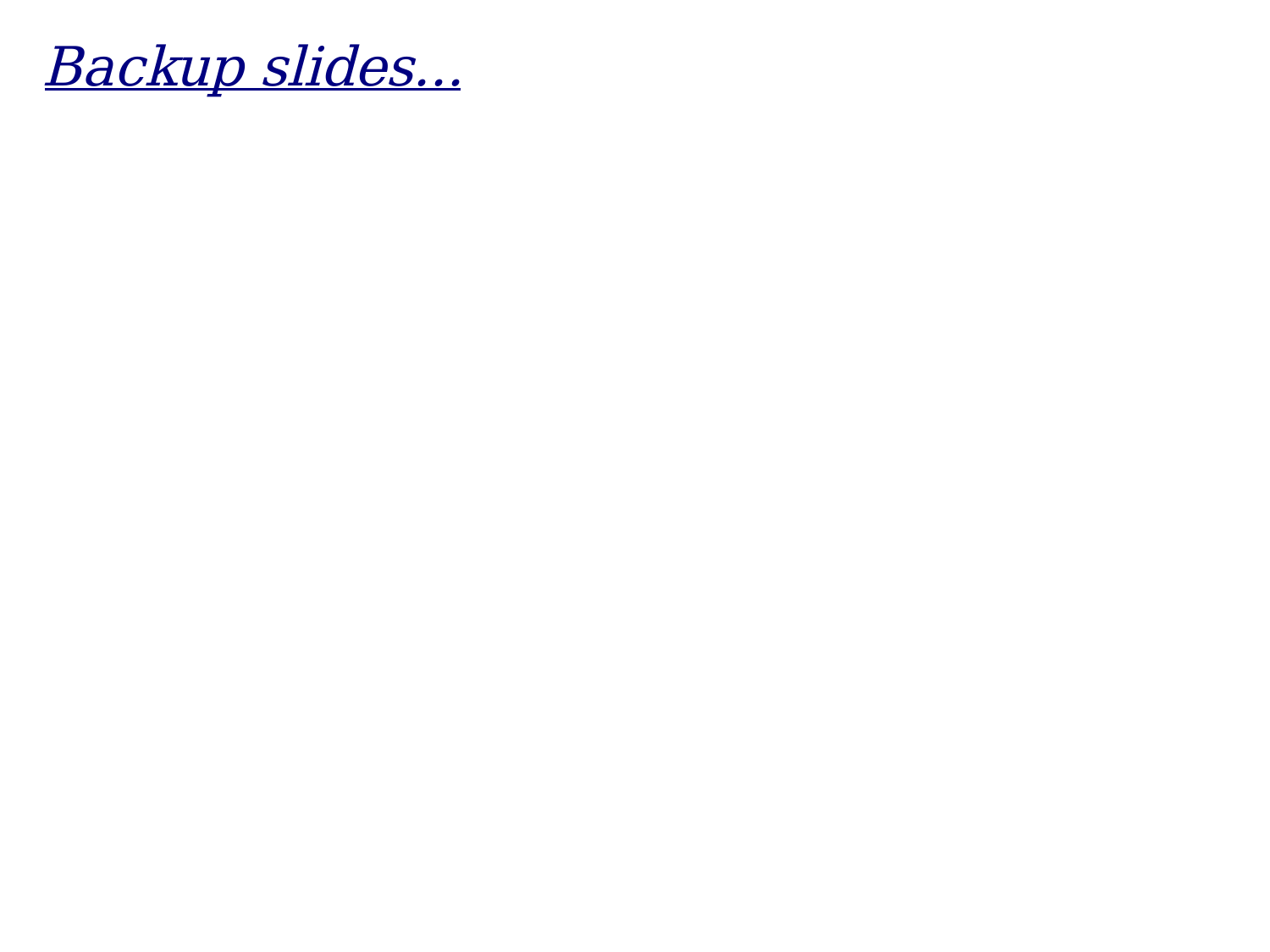# *Backup slides...*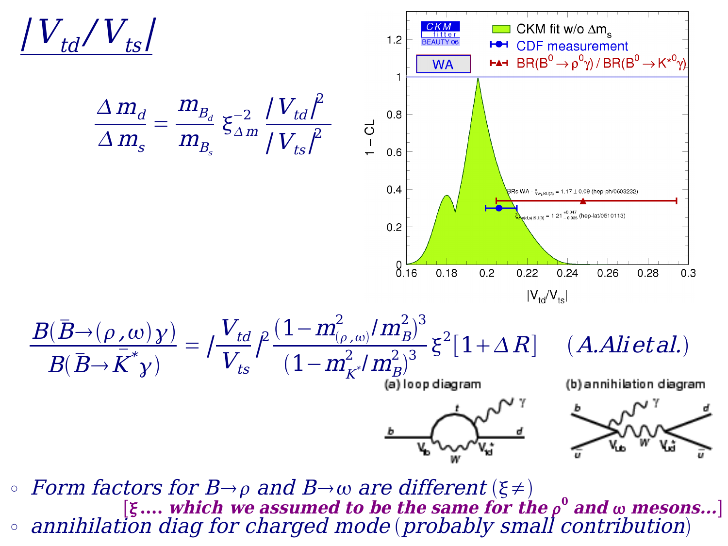# $|V_{td}/V_{ts}|$

$$\frac{\Delta m_d}{\Delta m_s} = \frac{m_{B_d}}{m_{B_s}} \xi_{\Delta m}^{-2} \frac{|V_{td}|^2}{|V_{ts}|^2}$$

CKM fitter BEAUTY 06

WA

- CKM fit w/o $\Delta m_s$
- CDF measurement
- $BR(B^0 \to \rho^0\gamma) / BR(B^0 \to K^{*0}\gamma)$

BRs WA - $\xi_{V\gamma,SU(3)} = 1.17 \pm 0.09$ (hep-ph/0603232)

$\xi_{\Delta m(d,s),SU(3)} = 1.21^{+0.047}_{-0.035}$ (hep-lat/0510113)

y-axis: $1 - CL$; x-axis: $|V_{td}/V_{ts}|$

$$\frac{B(\bar{B} \to (\rho,\omega)\gamma)}{B(\bar{B} \to \bar{K}^*\gamma)} = \left|\frac{V_{td}}{V_{ts}}\right|^2 \frac{(1 - m^2_{(\rho,\omega)}/m^2_B)^3}{(1 - m^2_{K^*}/m^2_B)^3} \xi^2 [1 + \Delta R] \quad (A.Ali\ et\ al.)$$

(a) loop diagram &nbsp;&nbsp;&nbsp; (b) annihilation diagram

- *Form factors for $B \to \rho$ and $B \to \omega$ are different* $(\xi \neq)$
  **[$\xi$ .... which we assumed to be the same for the $\rho^0$ and $\omega$ mesons...]**
- *annihilation diag for charged mode* (*probably small contribution*)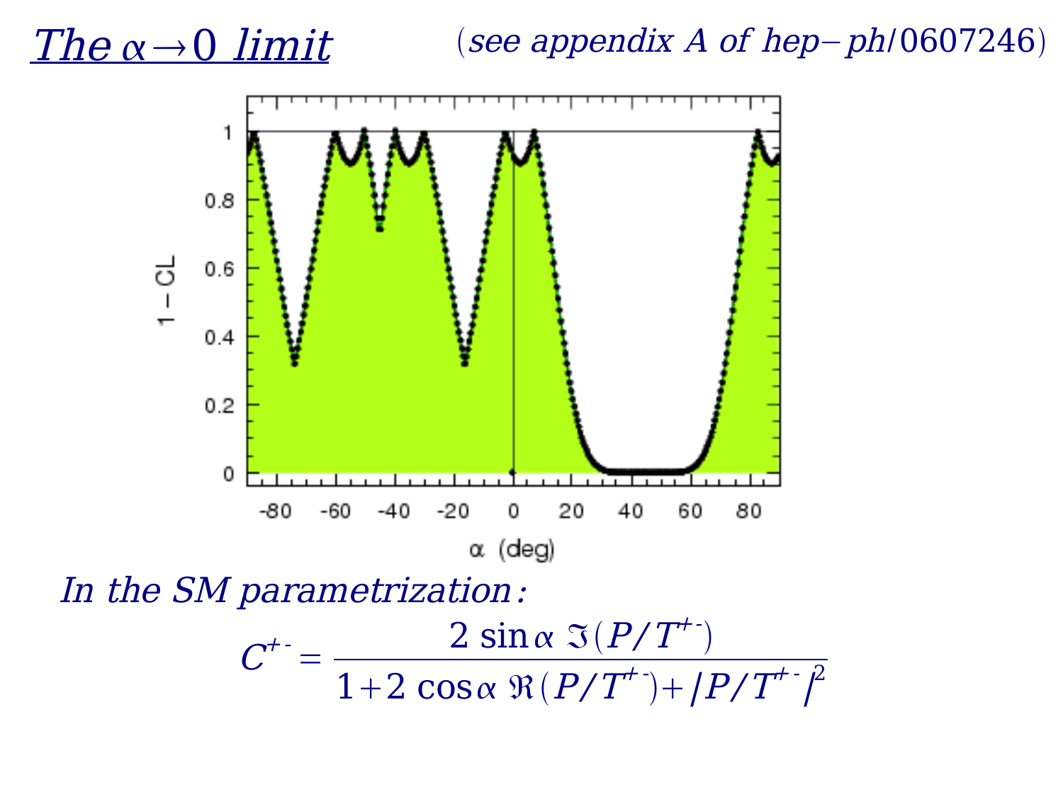# The $\alpha \to 0$ limit

*(see appendix A of hep−ph/0607246)*

*In the SM parametrization:*

$$C^{+-} = \frac{2 \sin\alpha \, \Im(P/T^{+-})}{1 + 2 \cos\alpha \, \Re(P/T^{+-}) + |P/T^{+-}|^2}$$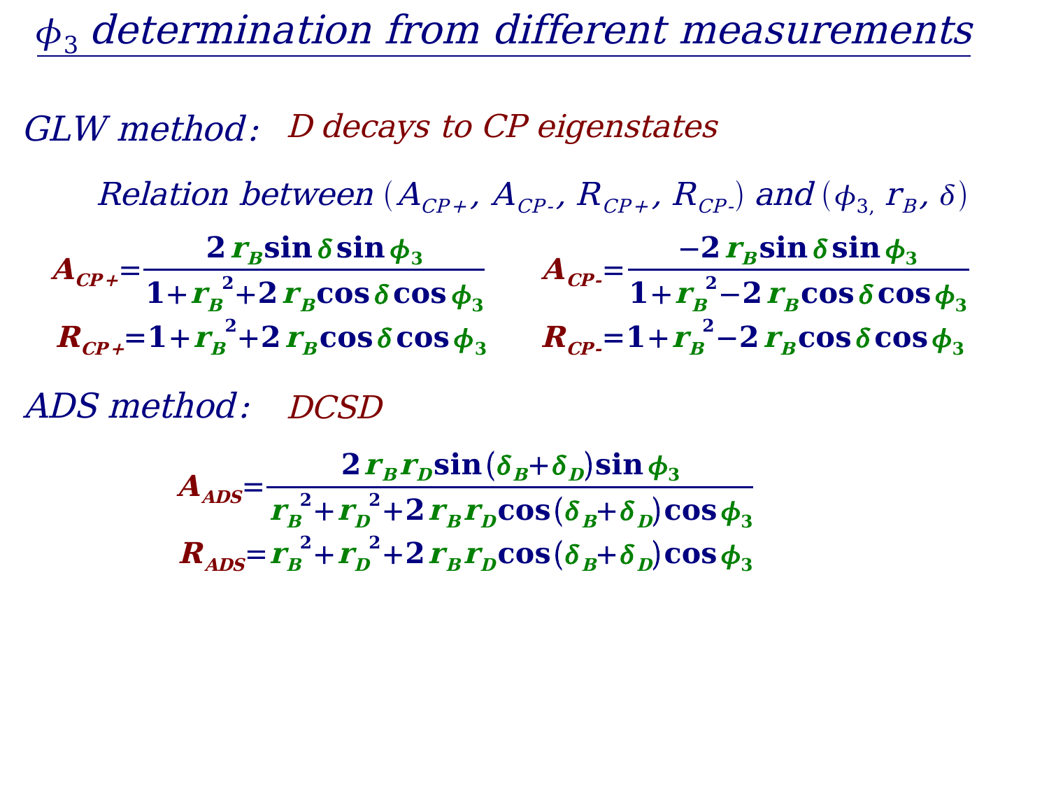# $\phi_3$ determination from different measurements

**GLW method:** *D decays to CP eigenstates*

Relation between $(A_{CP+}, A_{CP-}, R_{CP+}, R_{CP-})$ and $(\phi_3, r_B, \delta)$

$$A_{CP+} = \frac{2 r_B \sin\delta \sin\phi_3}{1 + r_B^2 + 2 r_B \cos\delta \cos\phi_3} \qquad A_{CP-} = \frac{-2 r_B \sin\delta \sin\phi_3}{1 + r_B^2 - 2 r_B \cos\delta \cos\phi_3}$$

$$R_{CP+} = 1 + r_B^2 + 2 r_B \cos\delta \cos\phi_3 \qquad R_{CP-} = 1 + r_B^2 - 2 r_B \cos\delta \cos\phi_3$$

**ADS method:** *DCSD*

$$A_{ADS} = \frac{2 r_B r_D \sin(\delta_B + \delta_D) \sin\phi_3}{r_B^2 + r_D^2 + 2 r_B r_D \cos(\delta_B + \delta_D) \cos\phi_3}$$

$$R_{ADS} = r_B^2 + r_D^2 + 2 r_B r_D \cos(\delta_B + \delta_D) \cos\phi_3$$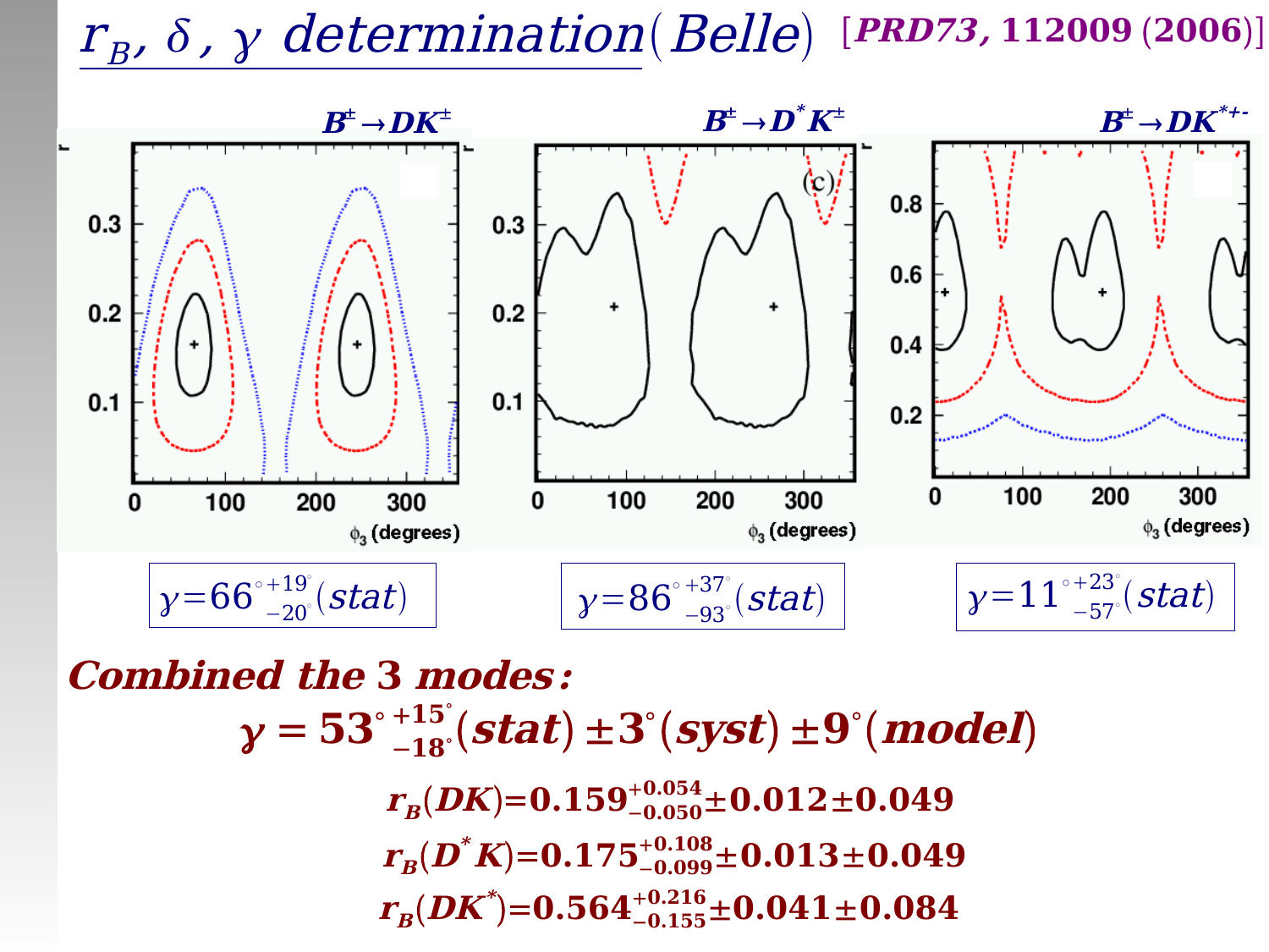# $r_B$, $\delta$, $\gamma$ determination (Belle) [*PRD73*, 112009 (2006)]

$B^{\pm} \to DK^{\pm}$ | $B^{\pm} \to D^{*}K^{\pm}$ | $B^{\pm} \to DK^{*\pm}$

$\gamma = 66^{\circ}{}^{+19^{\circ}}_{-20^{\circ}}(stat)$

$\gamma = 86^{\circ}{}^{+37^{\circ}}_{-93^{\circ}}(stat)$

$\gamma = 11^{\circ}{}^{+23^{\circ}}_{-57^{\circ}}(stat)$

**Combined the 3 modes:**

$$\gamma = 53^{\circ}{}^{+15^{\circ}}_{-18^{\circ}}(stat) \pm 3^{\circ}(syst) \pm 9^{\circ}(model)$$

$$r_B(DK) = 0.159^{+0.054}_{-0.050} \pm 0.012 \pm 0.049$$

$$r_B(D^{*}K) = 0.175^{+0.108}_{-0.099} \pm 0.013 \pm 0.049$$

$$r_B(DK^{*}) = 0.564^{+0.216}_{-0.155} \pm 0.041 \pm 0.084$$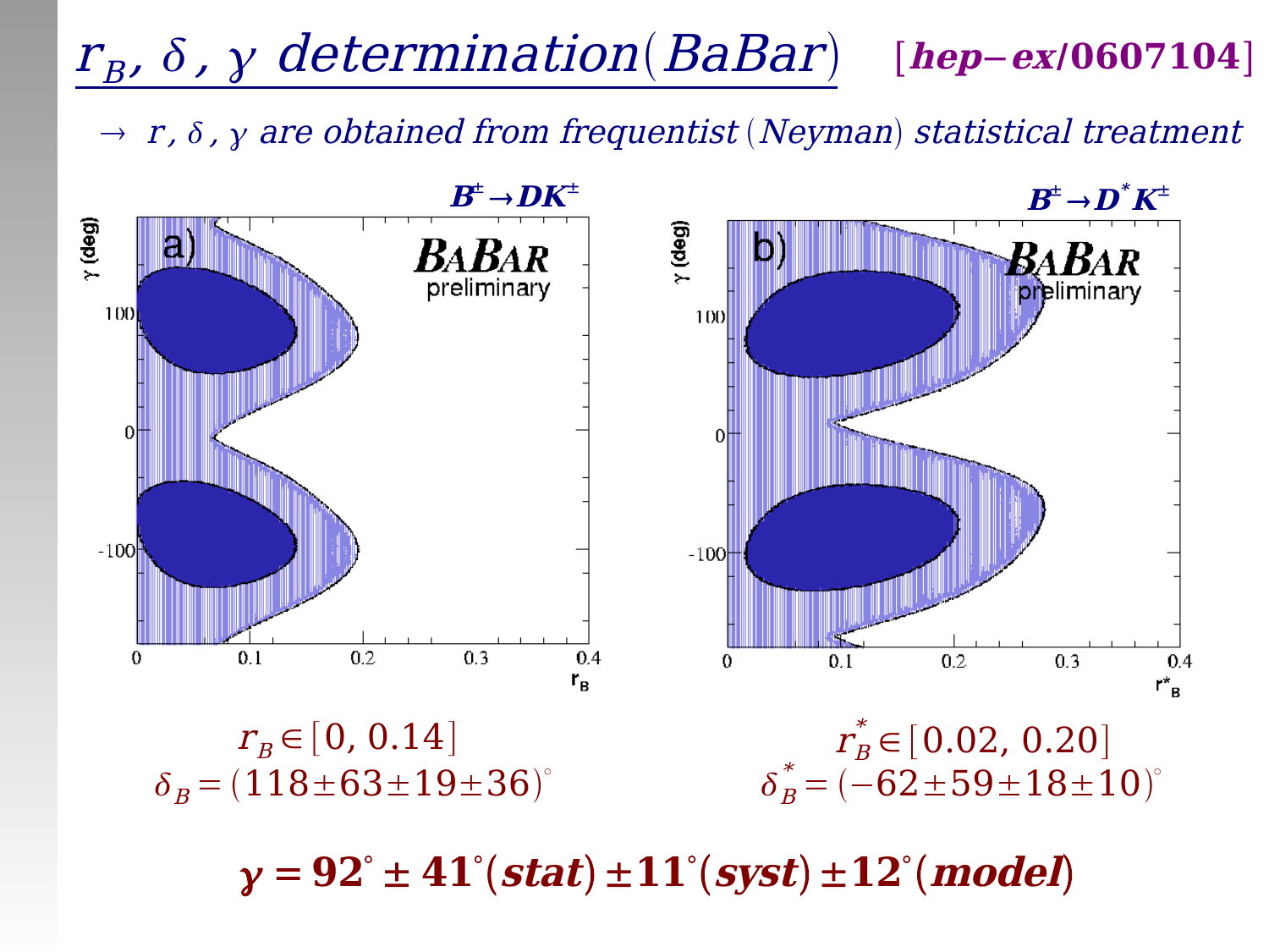# $r_B$, $\delta$, $\gamma$ determination (BaBar) [hep-ex/0607104]

→ $r$, $\delta$, $\gamma$ are obtained from frequentist (Neyman) statistical treatment

$B^{\pm} \to DK^{\pm}$

$B^{\pm} \to D^{*}K^{\pm}$

$r_B \in [0,\ 0.14]$

$\delta_B = (118 \pm 63 \pm 19 \pm 36)^{\circ}$

$r_B^{*} \in [0.02,\ 0.20]$

$\delta_B^{*} = (-62 \pm 59 \pm 18 \pm 10)^{\circ}$

$$\boldsymbol{\gamma = 92^{\circ} \pm 41^{\circ}(stat) \pm 11^{\circ}(syst) \pm 12^{\circ}(model)}$$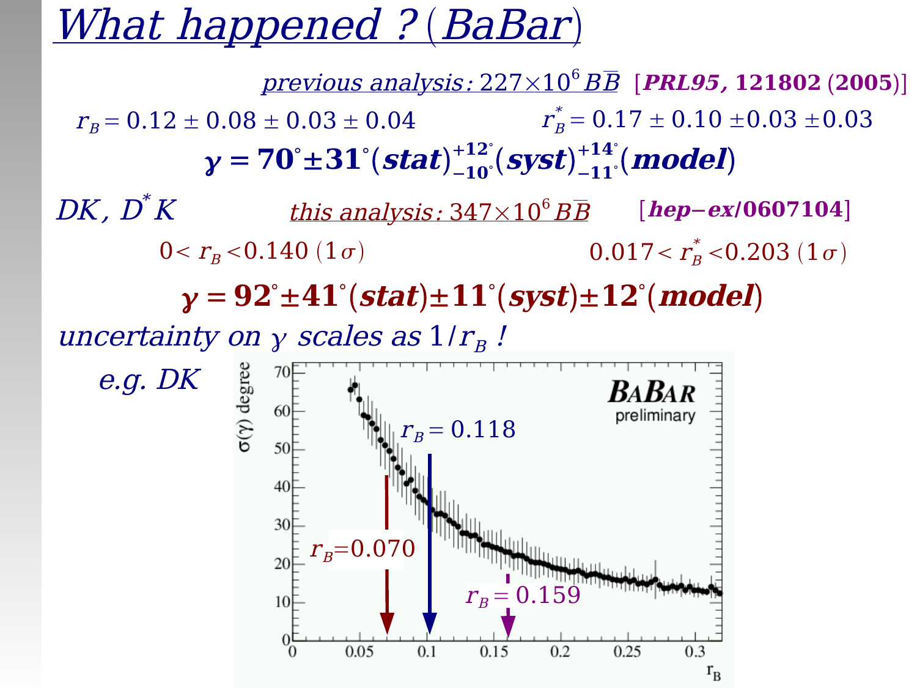# *What happened ? (BaBar)*

*previous analysis:* $227\times10^6\, B\overline{B}$ [***PRL95*, 121802 (2005)**]

$r_B = 0.12 \pm 0.08 \pm 0.03 \pm 0.04$ $\qquad$ $r_B^* = 0.17 \pm 0.10 \pm 0.03 \pm 0.03$

$$\boldsymbol{\gamma = 70^\circ \pm 31^\circ (stat)^{+12^\circ}_{-10^\circ} (syst)^{+14^\circ}_{-11^\circ} (model)}$$

*DK, $D^*K$*

*this analysis:* $347\times10^6\, B\overline{B}$ [***hep-ex*/0607104**]

$0 < r_B < 0.140\ (1\sigma)$ $\qquad$ $0.017 < r_B^* < 0.203\ (1\sigma)$

$$\boldsymbol{\gamma = 92^\circ \pm 41^\circ (stat) \pm 11^\circ (syst) \pm 12^\circ (model)}$$

*uncertainty on $\gamma$ scales as $1/r_B$ !*

*e.g. DK*

$r_B = 0.118$

$r_B = 0.070$

$r_B = 0.159$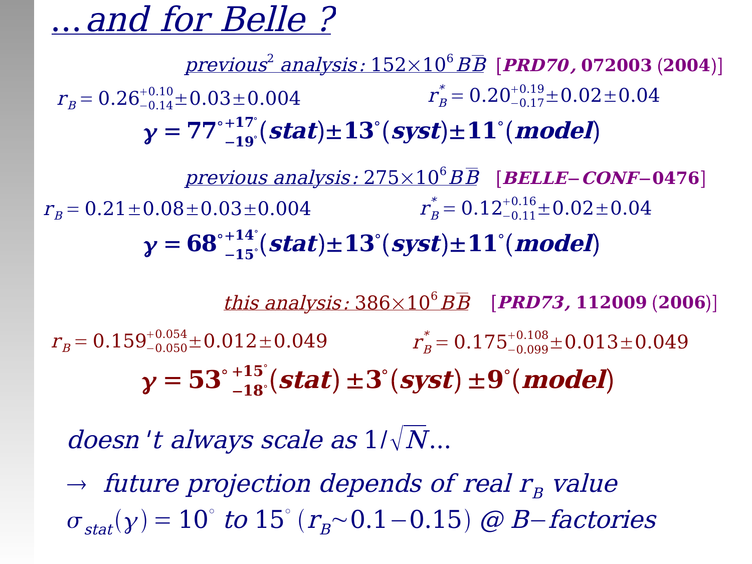# ...and for Belle ?

*previous[2] analysis*: $152\times10^6 B\overline{B}$ [***PRD70*, 072003 (2004)**]

$r_B = 0.26^{+0.10}_{-0.14} \pm 0.03 \pm 0.004$

$r_B^* = 0.20^{+0.19}_{-0.17} \pm 0.02 \pm 0.04$

$$\gamma = 77^{\circ}{}^{+17^{\circ}}_{-19^{\circ}}(stat) \pm 13^{\circ}(syst) \pm 11^{\circ}(model)$$

*previous analysis*: $275\times10^6 B\overline{B}$ [***BELLE-CONF*-0476**]

$r_B = 0.21 \pm 0.08 \pm 0.03 \pm 0.004$

$r_B^* = 0.12^{+0.16}_{-0.11} \pm 0.02 \pm 0.04$

$$\gamma = 68^{\circ}{}^{+14^{\circ}}_{-15^{\circ}}(stat) \pm 13^{\circ}(syst) \pm 11^{\circ}(model)$$

*this analysis*: $386\times10^6 B\overline{B}$ [***PRD73*, 112009 (2006)**]

$r_B = 0.159^{+0.054}_{-0.050} \pm 0.012 \pm 0.049$

$r_B^* = 0.175^{+0.108}_{-0.099} \pm 0.013 \pm 0.049$

$$\gamma = 53^{\circ}{}^{+15^{\circ}}_{-18^{\circ}}(stat) \pm 3^{\circ}(syst) \pm 9^{\circ}(model)$$

*doesn't always scale as* $1/\sqrt{N}$...

$\rightarrow$ *future projection depends of real* $r_B$ *value*

$\sigma_{stat}(\gamma) = 10^{\circ}$ *to* $15^{\circ}$ $(r_B \sim 0.1 - 0.15)$ *@ B−factories*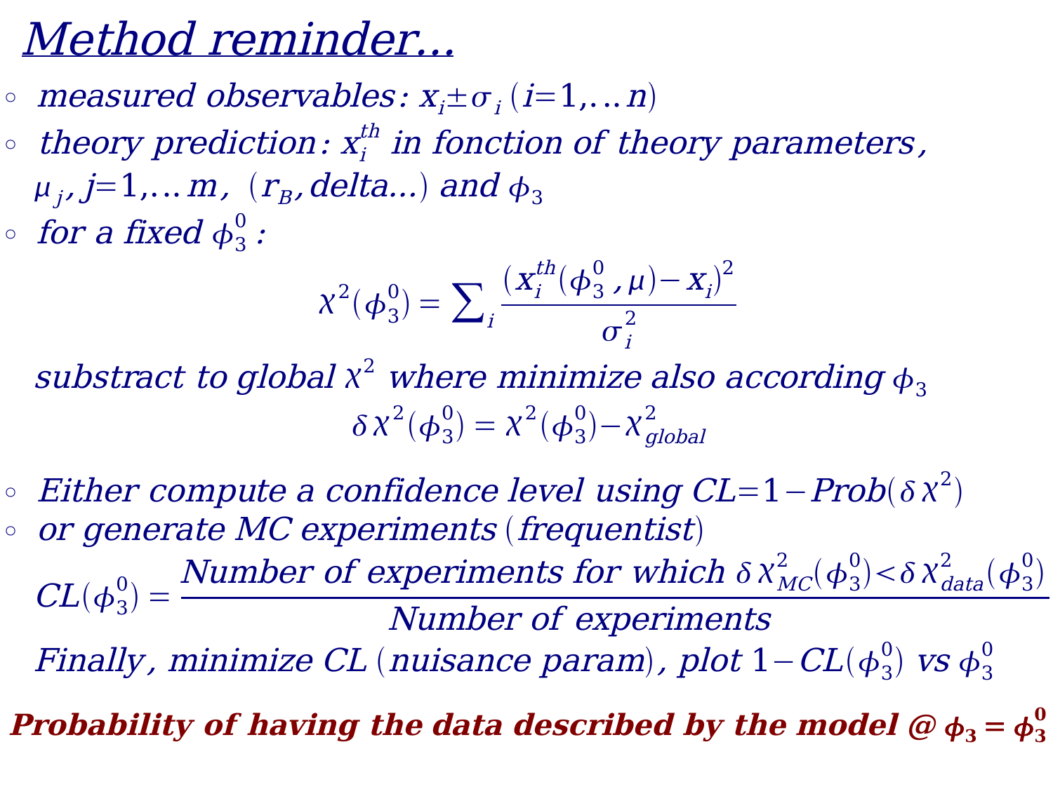# Method reminder...

- *measured observables:* $x_i \pm \sigma_i \; (i=1,\ldots n)$
- *theory prediction:* $x_i^{th}$ *in fonction of theory parameters,* $\mu_j, j=1,\ldots m,\; (r_B, delta\ldots)$ *and* $\phi_3$
- *for a fixed* $\phi_3^0$ *:*

$$\chi^2(\phi_3^0) = \sum_i \frac{(x_i^{th}(\phi_3^0, \mu) - x_i)^2}{\sigma_i^2}$$

*substract to global* $\chi^2$ *where minimize also according* $\phi_3$

$$\delta\chi^2(\phi_3^0) = \chi^2(\phi_3^0) - \chi^2_{global}$$

- *Either compute a confidence level using* $CL = 1 - Prob(\delta\chi^2)$
- *or generate MC experiments (frequentist)*

$$CL(\phi_3^0) = \frac{\text{Number of experiments for which } \delta\chi^2_{MC}(\phi_3^0) < \delta\chi^2_{data}(\phi_3^0)}{\text{Number of experiments}}$$

*Finally, minimize CL (nuisance param), plot* $1 - CL(\phi_3^0)$ *vs* $\phi_3^0$

***Probability of having the data described by the model @*** $\boldsymbol{\phi_3 = \phi_3^0}$